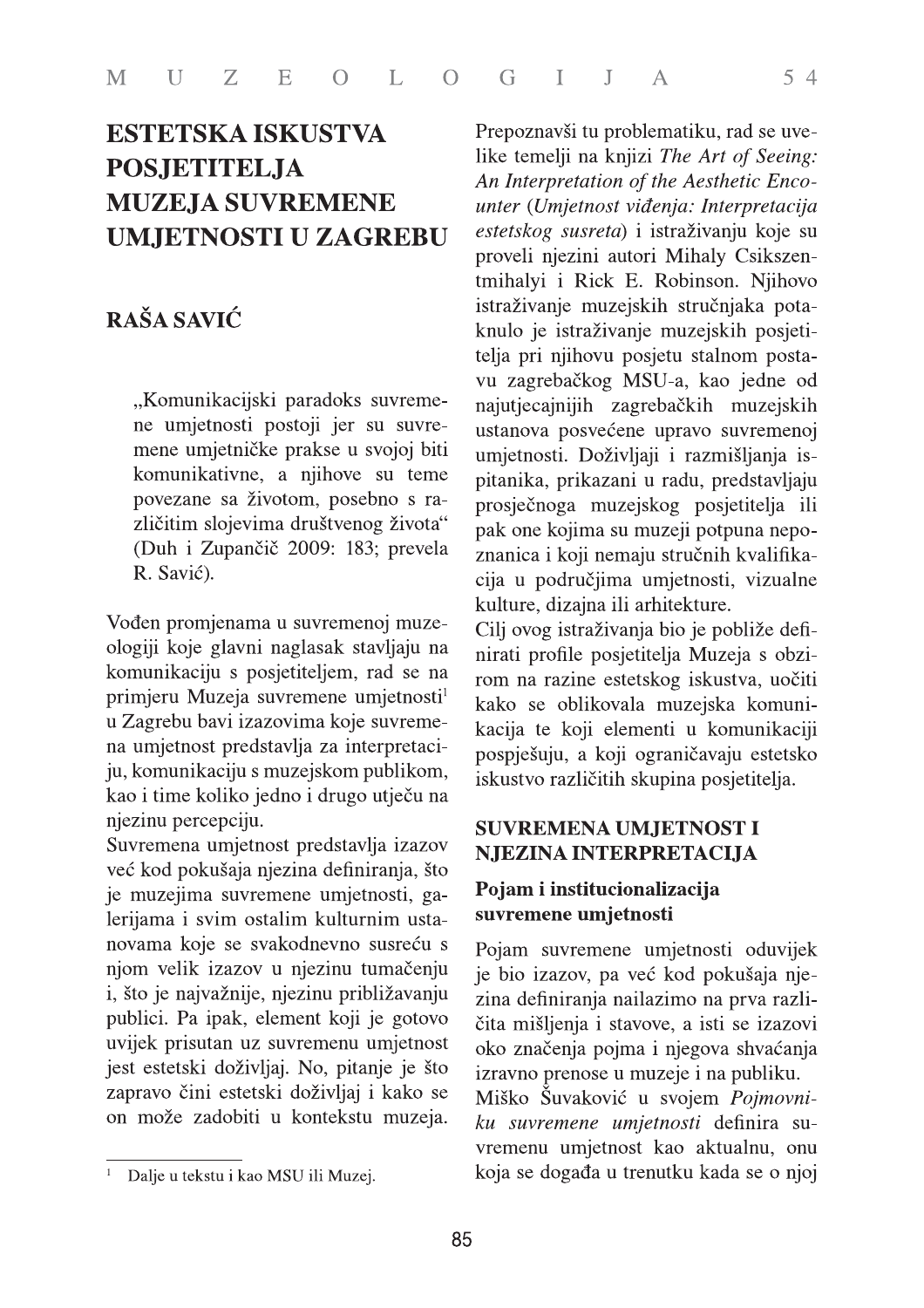# ESTETSKA ISKUSTVA POSJETITELJA MUZEJA SUVREMENE UMJETNOSTI U ZAGREBU

## RAŠA SAVIĆ

> „Komunikacijski paradoks suvremene umjetnosti postoji jer su suvremene umjetničke prakse u svojoj biti komunikativne, a njihove su teme povezane sa životom, posebno s različitim slojevima društvenog života" (Duh i Zupančič 2009: 183; prevela R. Savić).

Vođen promjenama u suvremenoj muzeologiji koje glavni naglasak stavljaju na komunikaciju s posjetiteljem, rad se na primjeru Muzeja suvremene umjetnosti[1] u Zagrebu bavi izazovima koje suvremena umjetnost predstavlja za interpretaciju, komunikaciju s muzejskom publikom, kao i time koliko jedno i drugo utječu na njezinu percepciju.

Suvremena umjetnost predstavlja izazov već kod pokušaja njezina definiranja, što je muzejima suvremene umjetnosti, galerijama i svim ostalim kulturnim ustanovama koje se svakodnevno susreću s njom velik izazov u njezinu tumačenju i, što je najvažnije, njezinu približavanju publici. Pa ipak, element koji je gotovo uvijek prisutan uz suvremenu umjetnost jest estetski doživljaj. No, pitanje je što zapravo čini estetski doživljaj i kako se on može zadobiti u kontekstu muzeja. Prepoznavši tu problematiku, rad se uvelike temelji na knjizi *The Art of Seeing: An Interpretation of the Aesthetic Encounter* (*Umjetnost viđenja: Interpretacija estetskog susreta*) i istraživanju koje su proveli njezini autori Mihaly Csikszentmihalyi i Rick E. Robinson. Njihovo istraživanje muzejskih stručnjaka potaknulo je istraživanje muzejskih posjetitelja pri njihovu posjetu stalnom postavu zagrebačkog MSU-a, kao jedne od najutjecajnijih zagrebačkih muzejskih ustanova posvećene upravo suvremenoj umjetnosti. Doživljaji i razmišljanja ispitanika, prikazani u radu, predstavljaju prosječnoga muzejskog posjetitelja ili pak one kojima su muzeji potpuna nepoznanica i koji nemaju stručnih kvalifikacija u područjima umjetnosti, vizualne kulture, dizajna ili arhitekture.

Cilj ovog istraživanja bio je pobliže definirati profile posjetitelja Muzeja s obzirom na razine estetskog iskustva, uočiti kako se oblikovala muzejska komunikacija te koji elementi u komunikaciji pospješuju, a koji ograničavaju estetsko iskustvo različitih skupina posjetitelja.

### SUVREMENA UMJETNOST I NJEZINA INTERPRETACIJA

#### Pojam i institucionalizacija suvremene umjetnosti

Pojam suvremene umjetnosti oduvijek je bio izazov, pa već kod pokušaja njezina definiranja nailazimo na prva različita mišljenja i stavove, a isti se izazovi oko značenja pojma i njegova shvaćanja izravno prenose u muzeje i na publiku.

Miško Šuvaković u svojem *Pojmovniku suvremene umjetnosti* definira suvremenu umjetnost kao aktualnu, onu koja se događa u trenutku kada se o njoj

[1] Dalje u tekstu i kao MSU ili Muzej.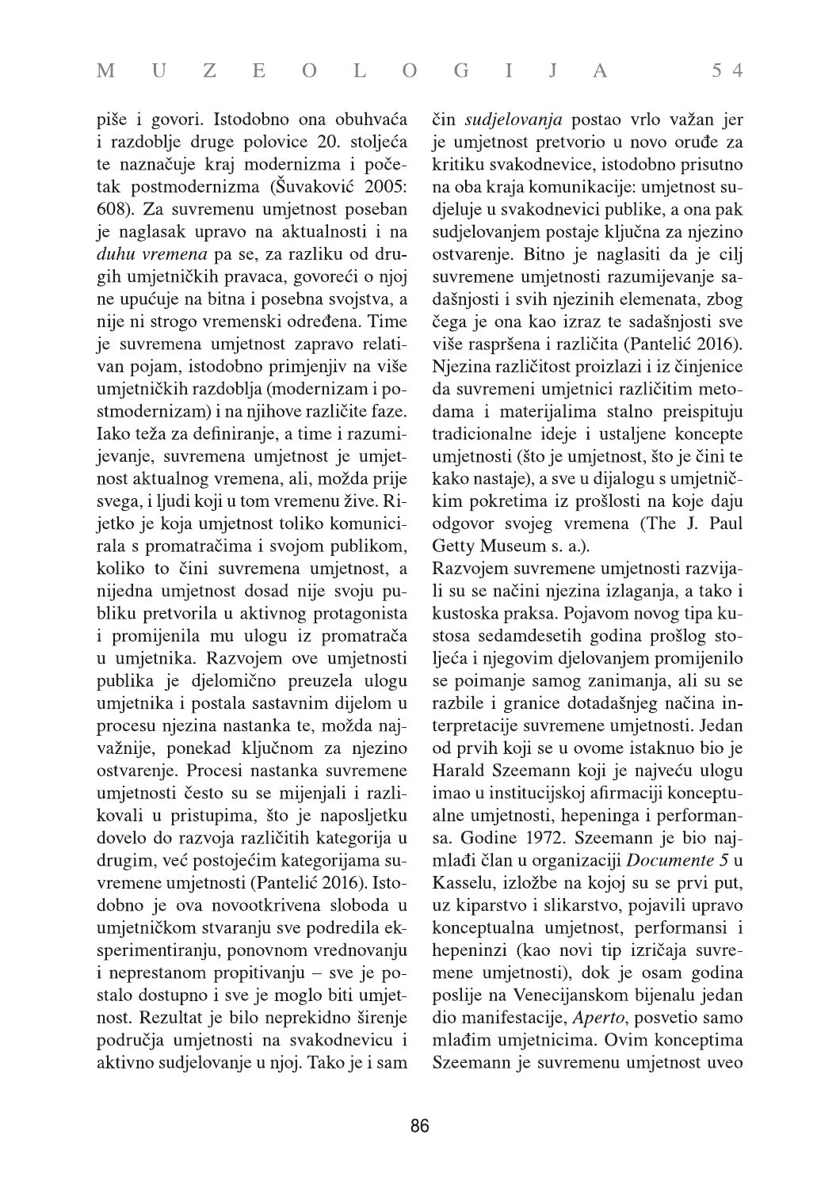piše i govori. Istodobno ona obuhvaća i razdoblje druge polovice 20. stoljeća te naznačuje kraj modernizma i početak postmodernizma (Šuvaković 2005: 608). Za suvremenu umjetnost poseban je naglasak upravo na aktualnosti i na *duhu vremena* pa se, za razliku od drugih umjetničkih pravaca, govoreći o njoj ne upućuje na bitna i posebna svojstva, a nije ni strogo vremenski određena. Time je suvremena umjetnost zapravo relativan pojam, istodobno primjenjiv na više umjetničkih razdoblja (modernizam i postmodernizam) i na njihove različite faze. Iako teža za definiranje, a time i razumijevanje, suvremena umjetnost je umjetnost aktualnog vremena, ali, možda prije svega, i ljudi koji u tom vremenu žive. Rijetko je koja umjetnost toliko komunicirala s promatračima i svojom publikom, koliko to čini suvremena umjetnost, a nijedna umjetnost dosad nije svoju publiku pretvorila u aktivnog protagonista i promijenila mu ulogu iz promatrača u umjetnika. Razvojem ove umjetnosti publika je djelomično preuzela ulogu umjetnika i postala sastavnim dijelom u procesu njezina nastanka te, možda najvažnije, ponekad ključnom za njezino ostvarenje. Procesi nastanka suvremene umjetnosti često su se mijenjali i razlikovali u pristupima, što je naposljetku dovelo do razvoja različitih kategorija u drugim, već postojećim kategorijama suvremene umjetnosti (Pantelić 2016). Istodobno je ova novootkrivena sloboda u umjetničkom stvaranju sve podredila eksperimentiranju, ponovnom vrednovanju i neprestanom propitivanju – sve je postalo dostupno i sve je moglo biti umjetnost. Rezultat je bilo neprekidno širenje područja umjetnosti na svakodnevicu i aktivno sudjelovanje u njoj. Tako je i sam čin *sudjelovanja* postao vrlo važan jer je umjetnost pretvorio u novo oruđe za kritiku svakodnevice, istodobno prisutno na oba kraja komunikacije: umjetnost sudjeluje u svakodnevici publike, a ona pak sudjelovanjem postaje ključna za njezino ostvarenje. Bitno je naglasiti da je cilj suvremene umjetnosti razumijevanje sadašnjosti i svih njezinih elemenata, zbog čega je ona kao izraz te sadašnjosti sve više raspršena i različita (Pantelić 2016). Njezina različitost proizlazi i iz činjenice da suvremeni umjetnici različitim metodama i materijalima stalno preispituju tradicionalne ideje i ustaljene koncepte umjetnosti (što je umjetnost, što je čini te kako nastaje), a sve u dijalogu s umjetničkim pokretima iz prošlosti na koje daju odgovor svojeg vremena (The J. Paul Getty Museum s. a.).

Razvojem suvremene umjetnosti razvijali su se načini njezina izlaganja, a tako i kustoska praksa. Pojavom novog tipa kustosa sedamdesetih godina prošlog stoljeća i njegovim djelovanjem promijenilo se poimanje samog zanimanja, ali su se razbile i granice dotadašnjeg načina interpretacije suvremene umjetnosti. Jedan od prvih koji se u ovome istaknuo bio je Harald Szeemann koji je najveću ulogu imao u institucijskoj afirmaciji konceptualne umjetnosti, hepeninga i performansa. Godine 1972. Szeemann je bio najmlađi član u organizaciji *Documente 5* u Kasselu, izložbe na kojoj su se prvi put, uz kiparstvo i slikarstvo, pojavili upravo konceptualna umjetnost, performansi i hepeninzi (kao novi tip izričaja suvremene umjetnosti), dok je osam godina poslije na Venecijanskom bijenalu jedan dio manifestacije, *Aperto*, posvetio samo mlađim umjetnicima. Ovim konceptima Szeemann je suvremenu umjetnost uveo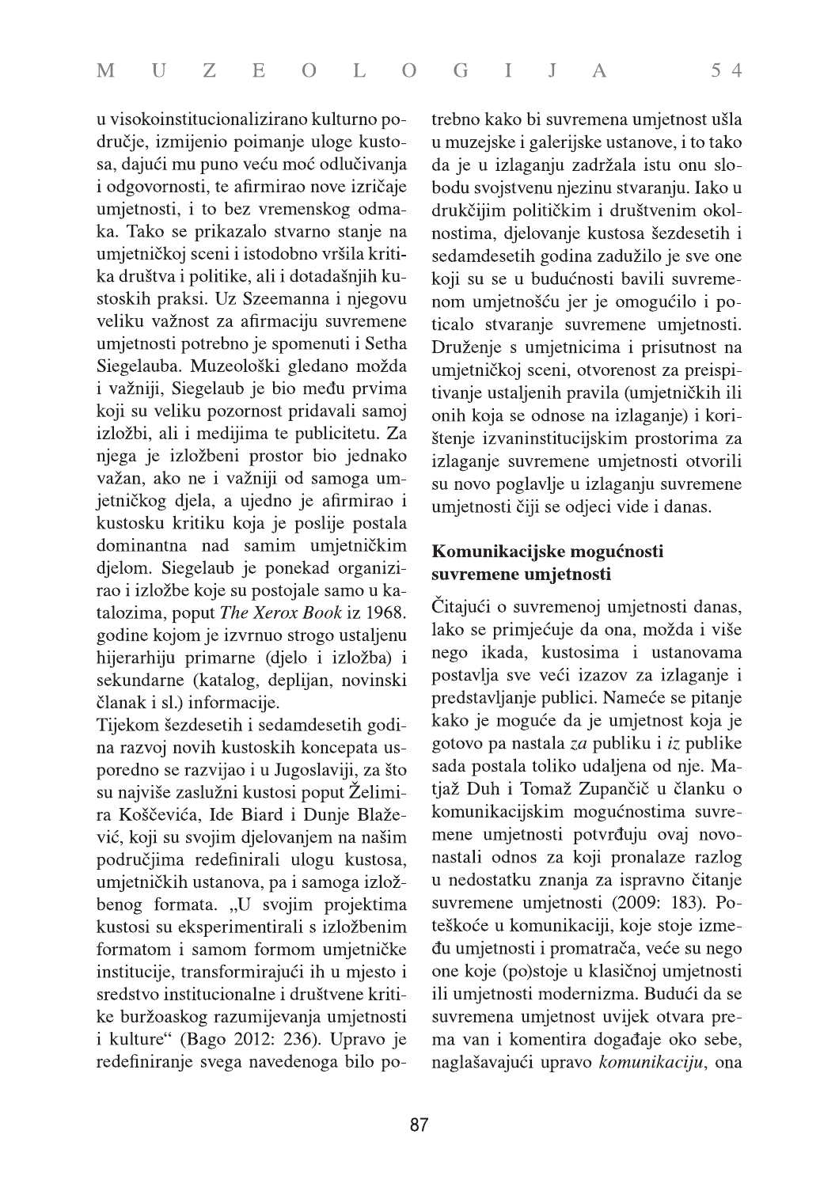u visokoinstitucionalizirano kulturno područje, izmijenio poimanje uloge kustosa, dajući mu puno veću moć odlučivanja i odgovornosti, te afirmirao nove izričaje umjetnosti, i to bez vremenskog odmaka. Tako se prikazalo stvarno stanje na umjetničkoj sceni i istodobno vršila kritika društva i politike, ali i dotadašnjih kustoskih praksi. Uz Szeemanna i njegovu veliku važnost za afirmaciju suvremene umjetnosti potrebno je spomenuti i Setha Siegelauba. Muzeološki gledano možda i važniji, Siegelaub je bio među prvima koji su veliku pozornost pridavali samoj izložbi, ali i medijima te publicitetu. Za njega je izložbeni prostor bio jednako važan, ako ne i važniji od samoga umjetničkog djela, a ujedno je afirmirao i kustosku kritiku koja je poslije postala dominantna nad samim umjetničkim djelom. Siegelaub je ponekad organizirao i izložbe koje su postojale samo u katalozima, poput *The Xerox Book* iz 1968. godine kojom je izvrnuo strogo ustaljenu hijerarhiju primarne (djelo i izložba) i sekundarne (katalog, deplijan, novinski članak i sl.) informacije.

Tijekom šezdesetih i sedamdesetih godina razvoj novih kustoskih koncepata usporedno se razvijao i u Jugoslaviji, za što su najviše zaslužni kustosi poput Želimira Koščevića, Ide Biard i Dunje Blažević, koji su svojim djelovanjem na našim područjima redefinirali ulogu kustosa, umjetničkih ustanova, pa i samoga izložbenog formata. „U svojim projektima kustosi su eksperimentirali s izložbenim formatom i samom formom umjetničke institucije, transformirajući ih u mjesto i sredstvo institucionalne i društvene kritike buržoaskog razumijevanja umjetnosti i kulture" (Bago 2012: 236). Upravo je redefiniranje svega navedenoga bilo potrebno kako bi suvremena umjetnost ušla u muzejske i galerijske ustanove, i to tako da je u izlaganju zadržala istu onu slobodu svojstvenu njezinu stvaranju. Iako u drukčijim političkim i društvenim okolnostima, djelovanje kustosa šezdesetih i sedamdesetih godina zadužilo je sve one koji su se u budućnosti bavili suvremenom umjetnošću jer je omogućilo i poticalo stvaranje suvremene umjetnosti. Druženje s umjetnicima i prisutnost na umjetničkoj sceni, otvorenost za preispitivanje ustaljenih pravila (umjetničkih ili onih koja se odnose na izlaganje) i korištenje izvaninstitucijskim prostorima za izlaganje suvremene umjetnosti otvorili su novo poglavlje u izlaganju suvremene umjetnosti čiji se odjeci vide i danas.

## Komunikacijske mogućnosti suvremene umjetnosti

Čitajući o suvremenoj umjetnosti danas, lako se primjećuje da ona, možda i više nego ikada, kustosima i ustanovama postavlja sve veći izazov za izlaganje i predstavljanje publici. Nameće se pitanje kako je moguće da je umjetnost koja je gotovo pa nastala *za* publiku i *iz* publike sada postala toliko udaljena od nje. Matjaž Duh i Tomaž Zupančič u članku o komunikacijskim mogućnostima suvremene umjetnosti potvrđuju ovaj novonastali odnos za koji pronalaze razlog u nedostatku znanja za ispravno čitanje suvremene umjetnosti (2009: 183). Poteškoće u komunikaciji, koje stoje između umjetnosti i promatrača, veće su nego one koje (po)stoje u klasičnoj umjetnosti ili umjetnosti modernizma. Budući da se suvremena umjetnost uvijek otvara prema van i komentira događaje oko sebe, naglašavajući upravo *komunikaciju*, ona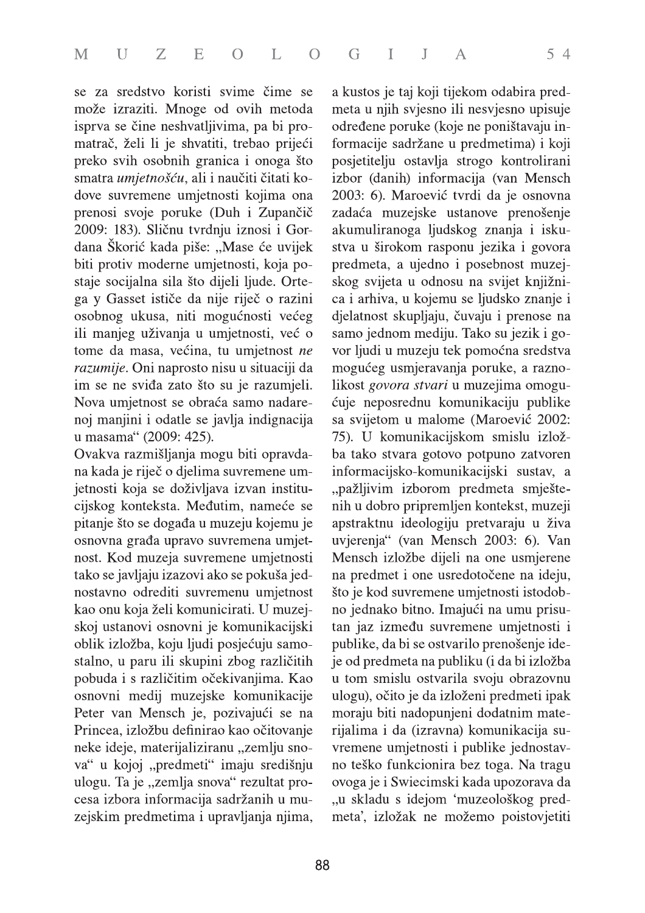se za sredstvo koristi svime čime se može izraziti. Mnoge od ovih metoda isprva se čine neshvatljivima, pa bi promatrač, želi li je shvatiti, trebao prijeći preko svih osobnih granica i onoga što smatra *umjetnošću*, ali i naučiti čitati kodove suvremene umjetnosti kojima ona prenosi svoje poruke (Duh i Zupančič 2009: 183). Sličnu tvrdnju iznosi i Gordana Škorić kada piše: „Mase će uvijek biti protiv moderne umjetnosti, koja postaje socijalna sila što dijeli ljude. Ortega y Gasset ističe da nije riječ o razini osobnog ukusa, niti mogućnosti većeg ili manjeg uživanja u umjetnosti, već o tome da masa, većina, tu umjetnost *ne razumije*. Oni naprosto nisu u situaciji da im se ne sviđa zato što su je razumjeli. Nova umjetnost se obraća samo nadarenoj manjini i odatle se javlja indignacija u masama" (2009: 425).

Ovakva razmišljanja mogu biti opravdana kada je riječ o djelima suvremene umjetnosti koja se doživljava izvan institucijskog konteksta. Međutim, nameće se pitanje što se događa u muzeju kojemu je osnovna građa upravo suvremena umjetnost. Kod muzeja suvremene umjetnosti tako se javljaju izazovi ako se pokuša jednostavno odrediti suvremenu umjetnost kao onu koja želi komunicirati. U muzejskoj ustanovi osnovni je komunikacijski oblik izložba, koju ljudi posjećuju samostalno, u paru ili skupini zbog različitih pobuda i s različitim očekivanjima. Kao osnovni medij muzejske komunikacije Peter van Mensch je, pozivajući se na Princea, izložbu definirao kao očitovanje neke ideje, materijaliziranu „zemlju snova" u kojoj „predmeti" imaju središnju ulogu. Ta je „zemlja snova" rezultat procesa izbora informacija sadržanih u muzejskim predmetima i upravljanja njima, a kustos je taj koji tijekom odabira predmeta u njih svjesno ili nesvjesno upisuje određene poruke (koje ne poništavaju informacije sadržane u predmetima) i koji posjetitelju ostavlja strogo kontrolirani izbor (danih) informacija (van Mensch 2003: 6). Maroević tvrdi da je osnovna zadaća muzejske ustanove prenošenje akumuliranoga ljudskog znanja i iskustva u širokom rasponu jezika i govora predmeta, a ujedno i posebnost muzejskog svijeta u odnosu na svijet knjižnica i arhiva, u kojemu se ljudsko znanje i djelatnost skupljaju, čuvaju i prenose na samo jednom mediju. Tako su jezik i govor ljudi u muzeju tek pomoćna sredstva mogućeg usmjeravanja poruke, a raznolikost *govora stvari* u muzejima omogućuje neposrednu komunikaciju publike sa svijetom u malome (Maroević 2002: 75). U komunikacijskom smislu izložba tako stvara gotovo potpuno zatvoren informacijsko-komunikacijski sustav, a „pažljivim izborom predmeta smještenih u dobro pripremljen kontekst, muzeji apstraktnu ideologiju pretvaraju u živa uvjerenja" (van Mensch 2003: 6). Van Mensch izložbe dijeli na one usmjerene na predmet i one usredotočene na ideju, što je kod suvremene umjetnosti istodobno jednako bitno. Imajući na umu prisutan jaz između suvremene umjetnosti i publike, da bi se ostvarilo prenošenje ideje od predmeta na publiku (i da bi izložba u tom smislu ostvarila svoju obrazovnu ulogu), očito je da izloženi predmeti ipak moraju biti nadopunjeni dodatnim materijalima i da (izravna) komunikacija suvremene umjetnosti i publike jednostavno teško funkcionira bez toga. Na tragu ovoga je i Swiecimski kada upozorava da „u skladu s idejom 'muzeološkog predmeta', izložak ne možemo poistovjetiti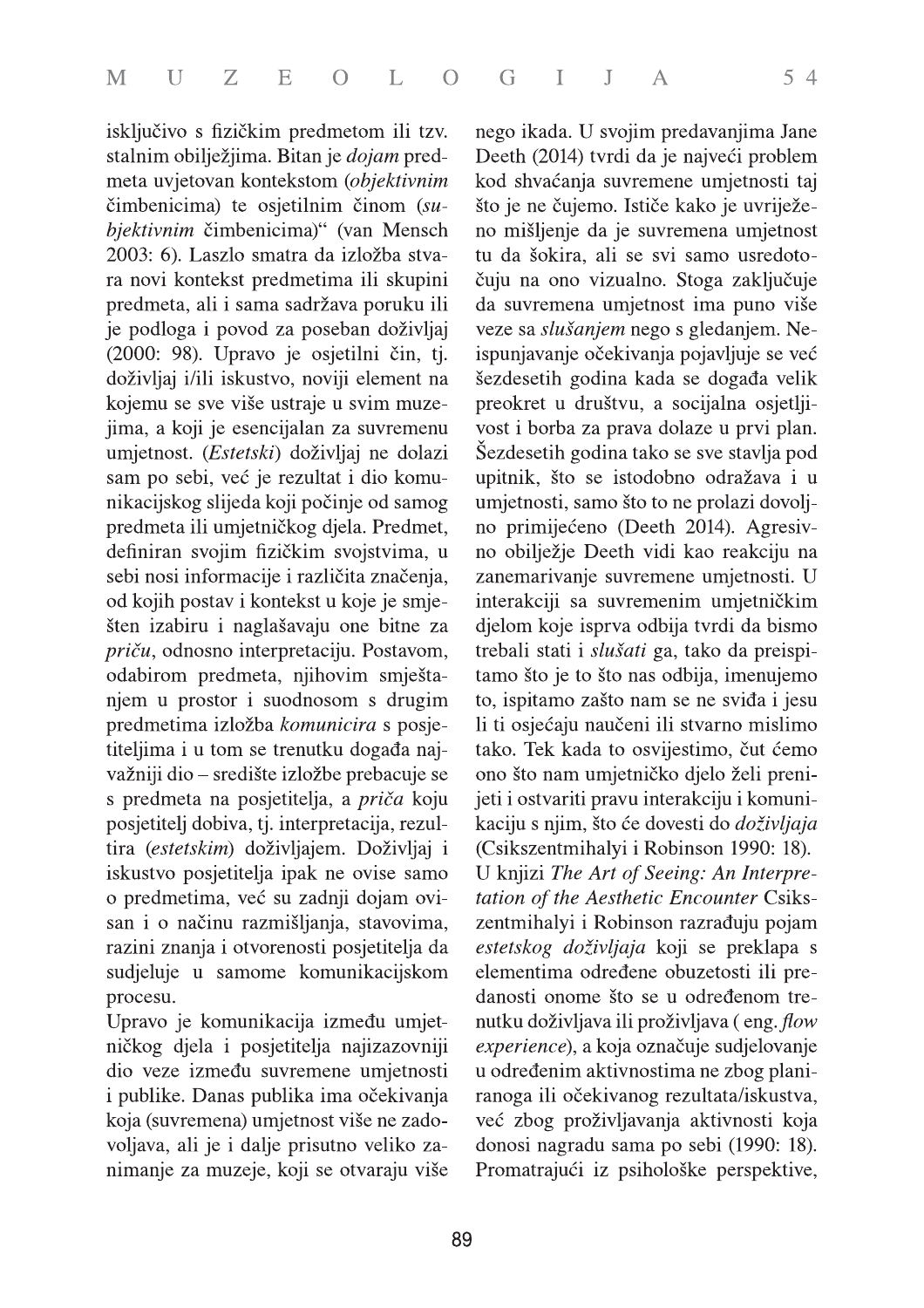isključivo s fizičkim predmetom ili tzv. stalnim obilježjima. Bitan je *dojam* predmeta uvjetovan kontekstom (*objektivnim* čimbenicima) te osjetilnim činom (*subjektivnim* čimbenicima)" (van Mensch 2003: 6). Laszlo smatra da izložba stvara novi kontekst predmetima ili skupini predmeta, ali i sama sadržava poruku ili je podloga i povod za poseban doživljaj (2000: 98). Upravo je osjetilni čin, tj. doživljaj i/ili iskustvo, noviji element na kojemu se sve više ustraje u svim muzejima, a koji je esencijalan za suvremenu umjetnost. (*Estetski*) doživljaj ne dolazi sam po sebi, već je rezultat i dio komunikacijskog slijeda koji počinje od samog predmeta ili umjetničkog djela. Predmet, definiran svojim fizičkim svojstvima, u sebi nosi informacije i različita značenja, od kojih postav i kontekst u koje je smješten izabiru i naglašavaju one bitne za *priču*, odnosno interpretaciju. Postavom, odabirom predmeta, njihovim smještanjem u prostor i suodnosom s drugim predmetima izložba *komunicira* s posjetiteljima i u tom se trenutku događa najvažniji dio – središte izložbe prebacuje se s predmeta na posjetitelja, a *priča* koju posjetitelj dobiva, tj. interpretacija, rezultira (*estetskim*) doživljajem. Doživljaj i iskustvo posjetitelja ipak ne ovise samo o predmetima, već su zadnji dojam ovisan i o načinu razmišljanja, stavovima, razini znanja i otvorenosti posjetitelja da sudjeluje u samome komunikacijskom procesu.

Upravo je komunikacija između umjetničkog djela i posjetitelja najizazovniji dio veze između suvremene umjetnosti i publike. Danas publika ima očekivanja koja (suvremena) umjetnost više ne zadovoljava, ali je i dalje prisutno veliko zanimanje za muzeje, koji se otvaraju više nego ikada. U svojim predavanjima Jane Deeth (2014) tvrdi da je najveći problem kod shvaćanja suvremene umjetnosti taj što je ne čujemo. Ističe kako je uvriježeno mišljenje da je suvremena umjetnost tu da šokira, ali se svi samo usredotočuju na ono vizualno. Stoga zaključuje da suvremena umjetnost ima puno više veze sa *slušanjem* nego s gledanjem. Neispunjavanje očekivanja pojavljuje se već šezdesetih godina kada se događa velik preokret u društvu, a socijalna osjetljivost i borba za prava dolaze u prvi plan. Šezdesetih godina tako se sve stavlja pod upitnik, što se istodobno odražava i u umjetnosti, samo što to ne prolazi dovoljno primijećeno (Deeth 2014). Agresivno obilježje Deeth vidi kao reakciju na zanemarivanje suvremene umjetnosti. U interakciji sa suvremenim umjetničkim djelom koje isprva odbija tvrdi da bismo trebali stati i *slušati* ga, tako da preispitamo što je to što nas odbija, imenujemo to, ispitamo zašto nam se ne sviđa i jesu li ti osjećaju naučeni ili stvarno mislimo tako. Tek kada to osvijestimo, čut ćemo ono što nam umjetničko djelo želi prenijeti i ostvariti pravu interakciju i komunikaciju s njim, što će dovesti do *doživljaja* (Csikszentmihalyi i Robinson 1990: 18).

U knjizi *The Art of Seeing: An Interpretation of the Aesthetic Encounter* Csikszentmihalyi i Robinson razrađuju pojam *estetskog doživljaja* koji se preklapa s elementima određene obuzetosti ili predanosti onome što se u određenom trenutku doživljava ili proživljava ( eng. *flow experience*), a koja označuje sudjelovanje u određenim aktivnostima ne zbog planiranoga ili očekivanog rezultata/iskustva, već zbog proživljavanja aktivnosti koja donosi nagradu sama po sebi (1990: 18). Promatrajući iz psihološke perspektive,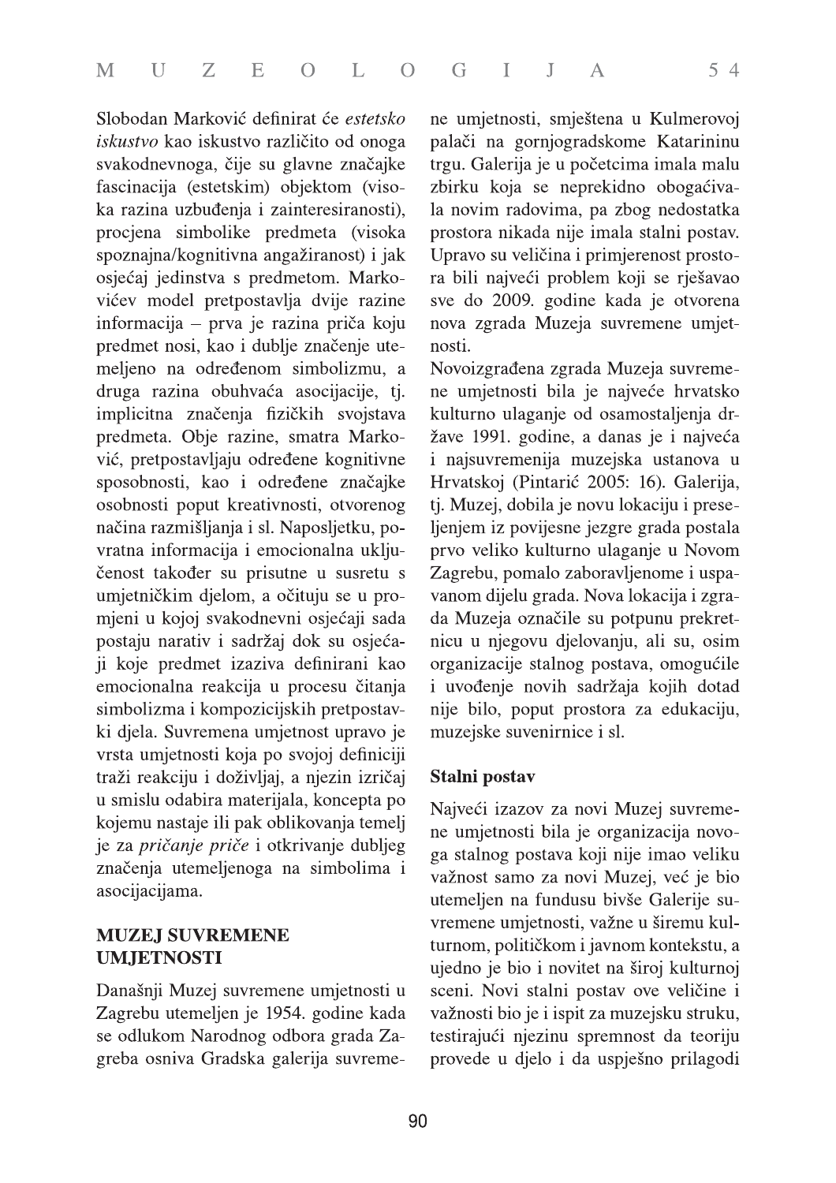Slobodan Marković definirat će *estetsko iskustvo* kao iskustvo različito od onoga svakodnevnoga, čije su glavne značajke fascinacija (estetskim) objektom (visoka razina uzbuđenja i zainteresiranosti), procjena simbolike predmeta (visoka spoznajna/kognitivna angažiranost) i jak osjećaj jedinstva s predmetom. Markovićev model pretpostavlja dvije razine informacija – prva je razina priča koju predmet nosi, kao i dublje značenje utemeljeno na određenom simbolizmu, a druga razina obuhvaća asocijacije, tj. implicitna značenja fizičkih svojstava predmeta. Obje razine, smatra Marković, pretpostavljaju određene kognitivne sposobnosti, kao i određene značajke osobnosti poput kreativnosti, otvorenog načina razmišljanja i sl. Naposljetku, povratna informacija i emocionalna uključenost također su prisutne u susretu s umjetničkim djelom, a očituju se u promjeni u kojoj svakodnevni osjećaji sada postaju narativ i sadržaj dok su osjećaji koje predmet izaziva definirani kao emocionalna reakcija u procesu čitanja simbolizma i kompozicijskih pretpostavki djela. Suvremena umjetnost upravo je vrsta umjetnosti koja po svojoj definiciji traži reakciju i doživljaj, a njezin izričaj u smislu odabira materijala, koncepta po kojemu nastaje ili pak oblikovanja temelj je za *pričanje priče* i otkrivanje dubljeg značenja utemeljenoga na simbolima i asocijacijama.

## MUZEJ SUVREMENE UMJETNOSTI

Današnji Muzej suvremene umjetnosti u Zagrebu utemeljen je 1954. godine kada se odlukom Narodnog odbora grada Zagreba osniva Gradska galerija suvremene umjetnosti, smještena u Kulmerovoj palači na gornjogradskome Katarininu trgu. Galerija je u počecima imala malu zbirku koja se neprekidno obogaćivala novim radovima, pa zbog nedostatka prostora nikada nije imala stalni postav. Upravo su veličina i primjerenost prostora bili najveći problem koji se rješavao sve do 2009. godine kada je otvorena nova zgrada Muzeja suvremene umjetnosti.

Novoizgrađena zgrada Muzeja suvremene umjetnosti bila je najveće hrvatsko kulturno ulaganje od osamostaljenja države 1991. godine, a danas je i najveća i najsuvremenija muzejska ustanova u Hrvatskoj (Pintarić 2005: 16). Galerija, tj. Muzej, dobila je novu lokaciju i preseljenjem iz povijesne jezgre grada postala prvo veliko kulturno ulaganje u Novom Zagrebu, pomalo zaboravljenome i uspavanom dijelu grada. Nova lokacija i zgrada Muzeja označile su potpunu prekretnicu u njegovu djelovanju, ali su, osim organizacije stalnog postava, omogućile i uvođenje novih sadržaja kojih dotad nije bilo, poput prostora za edukaciju, muzejske suvenirnice i sl.

### Stalni postav

Najveći izazov za novi Muzej suvremene umjetnosti bila je organizacija novoga stalnog postava koji nije imao veliku važnost samo za novi Muzej, već je bio utemeljen na fundusu bivše Galerije suvremene umjetnosti, važne u širemu kulturnom, političkom i javnom kontekstu, a ujedno je bio i novitet na široj kulturnoj sceni. Novi stalni postav ove veličine i važnosti bio je i ispit za muzejsku struku, testirajući njezinu spremnost da teoriju provede u djelo i da uspješno prilagodi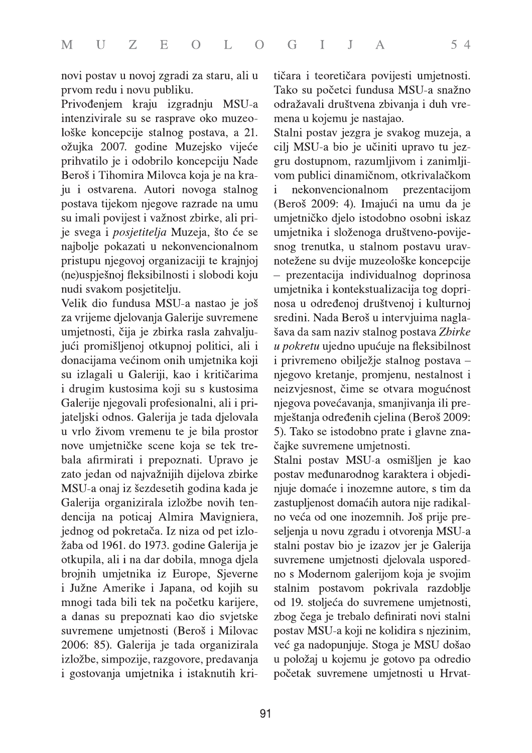novi postav u novoj zgradi za staru, ali u prvom redu i novu publiku.

Privođenjem kraju izgradnju MSU-a intenzivirale su se rasprave oko muzeološke koncepcije stalnog postava, a 21. ožujka 2007. godine Muzejsko vijeće prihvatilo je i odobrilo koncepciju Nade Beroš i Tihomira Milovca koja je na kraju i ostvarena. Autori novoga stalnog postava tijekom njegove razrade na umu su imali povijest i važnost zbirke, ali prije svega i *posjetitelja* Muzeja, što će se najbolje pokazati u nekonvencionalnom pristupu njegovoj organizaciji te krajnjoj (ne)uspješnoj fleksibilnosti i slobodi koju nudi svakom posjetitelju.

Velik dio fundusa MSU-a nastao je još za vrijeme djelovanja Galerije suvremene umjetnosti, čija je zbirka rasla zahvaljujući promišljenoj otkupnoj politici, ali i donacijama većinom onih umjetnika koji su izlagali u Galeriji, kao i kritičarima i drugim kustosima koji su s kustosima Galerije njegovali profesionalni, ali i prijateljski odnos. Galerija je tada djelovala u vrlo živom vremenu te je bila prostor nove umjetničke scene koja se tek trebala afirmirati i prepoznati. Upravo je zato jedan od najvažnijih dijelova zbirke MSU-a onaj iz šezdesetih godina kada je Galerija organizirala izložbe novih tendencija na poticaj Almira Mavigniera, jednog od pokretača. Iz niza od pet izložaba od 1961. do 1973. godine Galerija je otkupila, ali i na dar dobila, mnoga djela brojnih umjetnika iz Europe, Sjeverne i Južne Amerike i Japana, od kojih su mnogi tada bili tek na početku karijere, a danas su prepoznati kao dio svjetske suvremene umjetnosti (Beroš i Milovac 2006: 85). Galerija je tada organizirala izložbe, simpozije, razgovore, predavanja i gostovanja umjetnika i istaknutih kritičara i teoretičara povijesti umjetnosti. Tako su početci fundusa MSU-a snažno odražavali društvena zbivanja i duh vremena u kojemu je nastajao.

Stalni postav jezgra je svakog muzeja, a cilj MSU-a bio je učiniti upravo tu jezgru dostupnom, razumljivom i zanimljivom publici dinamičnom, otkrivalačkom i nekonvencionalnom prezentacijom (Beroš 2009: 4). Imajući na umu da je umjetničko djelo istodobno osobni iskaz umjetnika i složenoga društveno-povijesnog trenutka, u stalnom postavu uravnotežene su dvije muzeološke koncepcije – prezentacija individualnog doprinosa umjetnika i kontekstualizacija tog doprinosa u određenoj društvenoj i kulturnoj sredini. Nada Beroš u intervjuima naglašava da sam naziv stalnog postava *Zbirke u pokretu* ujedno upućuje na fleksibilnost i privremeno obilježje stalnog postava – njegovo kretanje, promjenu, nestalnost i neizvjesnost, čime se otvara mogućnost njegova povećavanja, smanjivanja ili premještanja određenih cjelina (Beroš 2009: 5). Tako se istodobno prate i glavne značajke suvremene umjetnosti.

Stalni postav MSU-a osmišljen je kao postav međunarodnog karaktera i objedinjuje domaće i inozemne autore, s tim da zastupljenost domaćih autora nije radikalno veća od one inozemnih. Još prije preseljenja u novu zgradu i otvorenja MSU-a stalni postav bio je izazov jer je Galerija suvremene umjetnosti djelovala usporedno s Modernom galerijom koja je svojim stalnim postavom pokrivala razdoblje od 19. stoljeća do suvremene umjetnosti, zbog čega je trebalo definirati novi stalni postav MSU-a koji ne kolidira s njezinim, već ga nadopunjuje. Stoga je MSU došao u položaj u kojemu je gotovo pa odredio početak suvremene umjetnosti u Hrvat-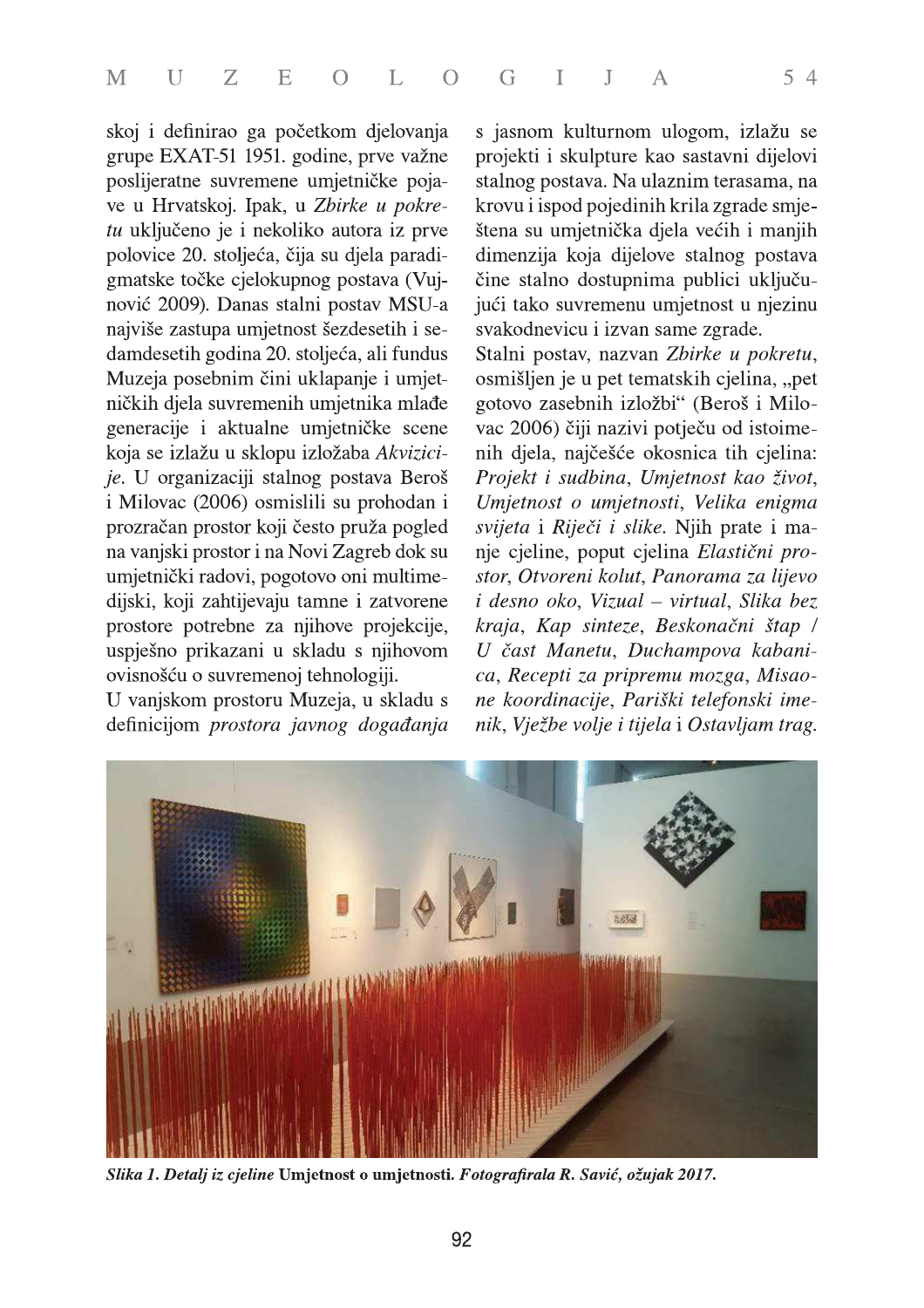skoj i definirao ga početkom djelovanja grupe EXAT-51 1951. godine, prve važne poslijeratne suvremene umjetničke pojave u Hrvatskoj. Ipak, u *Zbirke u pokretu* uključeno je i nekoliko autora iz prve polovice 20. stoljeća, čija su djela paradigmatske točke cjelokupnog postava (Vujnović 2009). Danas stalni postav MSU-a najviše zastupa umjetnost šezdesetih i sedamdesetih godina 20. stoljeća, ali fundus Muzeja posebnim čini uklapanje i umjetničkih djela suvremenih umjetnika mlađe generacije i aktualne umjetničke scene koja se izlažu u sklopu izložaba *Akvizicije*. U organizaciji stalnog postava Beroš i Milovac (2006) osmislili su prohodan i prozračan prostor koji često pruža pogled na vanjski prostor i na Novi Zagreb dok su umjetnički radovi, pogotovo oni multimedijski, koji zahtijevaju tamne i zatvorene prostore potrebne za njihove projekcije, uspješno prikazani u skladu s njihovom ovisnošću o suvremenoj tehnologiji.

U vanjskom prostoru Muzeja, u skladu s definicijom *prostora javnog događanja* s jasnom kulturnom ulogom, izlažu se projekti i skulpture kao sastavni dijelovi stalnog postava. Na ulaznim terasama, na krovu i ispod pojedinih krila zgrade smještena su umjetnička djela većih i manjih dimenzija koja dijelove stalnog postava čine stalno dostupnima publici uključujući tako suvremenu umjetnost u njezinu svakodnevicu i izvan same zgrade.

Stalni postav, nazvan *Zbirke u pokretu*, osmišljen je u pet tematskih cjelina, „pet gotovo zasebnih izložbi" (Beroš i Milovac 2006) čiji nazivi potječu od istoimenih djela, najčešće okosnica tih cjelina: *Projekt i sudbina*, *Umjetnost kao život*, *Umjetnost o umjetnosti*, *Velika enigma svijeta* i *Riječi i slike*. Njih prate i manje cjeline, poput cjelina *Elastični prostor*, *Otvoreni kolut*, *Panorama za lijevo i desno oko*, *Vizual – virtual*, *Slika bez kraja*, *Kap sinteze*, *Beskonačni štap / U čast Manetu*, *Duchampova kabanica*, *Recepti za pripremu mozga*, *Misaone koordinacije*, *Pariški telefonski imenik*, *Vježbe volje i tijela* i *Ostavljam trag*.

***Slika 1. Detalj iz cjeline* Umjetnost o umjetnosti. *Fotografirala R. Savić, ožujak 2017.***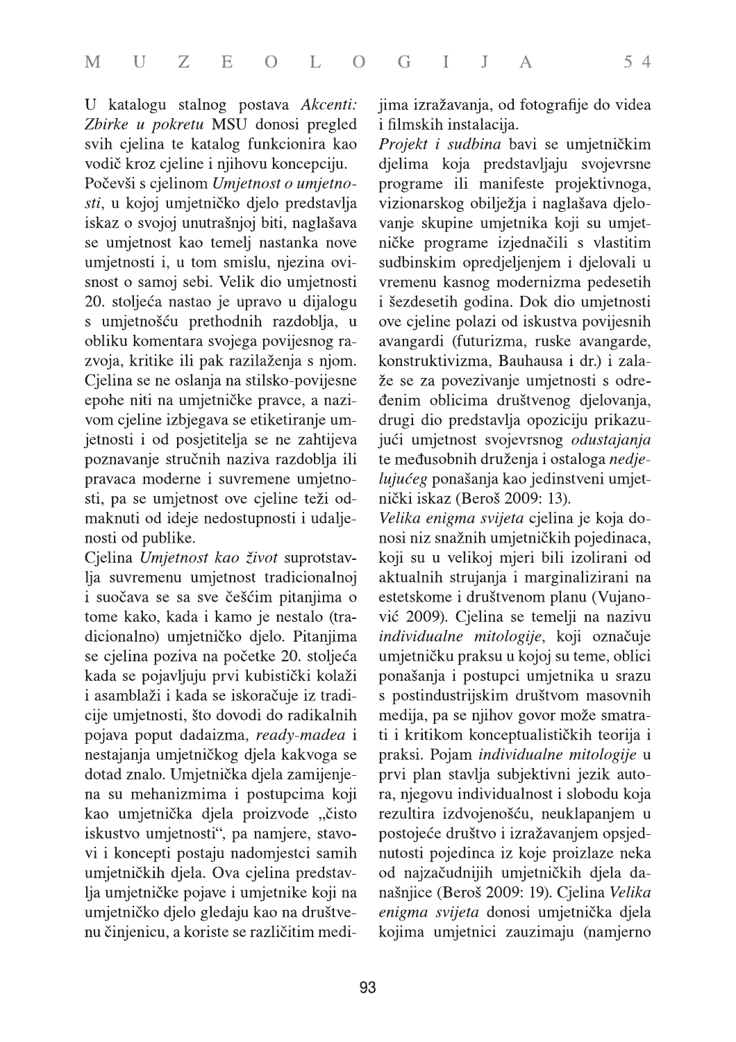U katalogu stalnog postava *Akcenti: Zbirke u pokretu* MSU donosi pregled svih cjelina te katalog funkcionira kao vodič kroz cjeline i njihovu koncepciju.

Počevši s cjelinom *Umjetnost o umjetnosti*, u kojoj umjetničko djelo predstavlja iskaz o svojoj unutrašnjoj biti, naglašava se umjetnost kao temelj nastanka nove umjetnosti i, u tom smislu, njezina ovisnost o samoj sebi. Velik dio umjetnosti 20. stoljeća nastao je upravo u dijalogu s umjetnošću prethodnih razdoblja, u obliku komentara svojega povijesnog razvoja, kritike ili pak razilaženja s njom. Cjelina se ne oslanja na stilsko-povijesne epohe niti na umjetničke pravce, a nazivom cjeline izbjegava se etiketiranje umjetnosti i od posjetitelja se ne zahtijeva poznavanje stručnih naziva razdoblja ili pravaca moderne i suvremene umjetnosti, pa se umjetnost ove cjeline teži odmaknuti od ideje nedostupnosti i udaljenosti od publike.

Cjelina *Umjetnost kao život* suprotstavlja suvremenu umjetnost tradicionalnoj i suočava se sa sve češćim pitanjima o tome kako, kada i kamo je nestalo (tradicionalno) umjetničko djelo. Pitanjima se cjelina poziva na početke 20. stoljeća kada se pojavljuju prvi kubistički kolaži i asamblaži i kada se iskoračuje iz tradicije umjetnosti, što dovodi do radikalnih pojava poput dadaizma, *ready-madea* i nestajanja umjetničkog djela kakvoga se dotad znalo. Umjetnička djela zamijenjena su mehanizmima i postupcima koji kao umjetnička djela proizvode „čisto iskustvo umjetnosti", pa namjere, stavovi i koncepti postaju nadomjestci samih umjetničkih djela. Ova cjelina predstavlja umjetničke pojave i umjetnike koji na umjetničko djelo gledaju kao na društvenu činjenicu, a koriste se različitim medijima izražavanja, od fotografije do videa i filmskih instalacija.

*Projekt i sudbina* bavi se umjetničkim djelima koja predstavljaju svojevrsne programe ili manifeste projektivnoga, vizionarskog obilježja i naglašava djelovanje skupine umjetnika koji su umjetničke programe izjednačili s vlastitim sudbinskim opredjeljenjem i djelovali u vremenu kasnog modernizma pedesetih i šezdesetih godina. Dok dio umjetnosti ove cjeline polazi od iskustva povijesnih avangardi (futurizma, ruske avangarde, konstruktivizma, Bauhausa i dr.) i zalaže se za povezivanje umjetnosti s određenim oblicima društvenog djelovanja, drugi dio predstavlja opoziciju prikazujući umjetnost svojevrsnog *odustajanja* te međusobnih druženja i ostaloga *nedjelujućeg* ponašanja kao jedinstveni umjetnički iskaz (Beroš 2009: 13).

*Velika enigma svijeta* cjelina je koja donosi niz snažnih umjetničkih pojedinaca, koji su u velikoj mjeri bili izolirani od aktualnih strujanja i marginalizirani na estetskome i društvenom planu (Vujanović 2009). Cjelina se temelji na nazivu *individualne mitologije*, koji označuje umjetničku praksu u kojoj su teme, oblici ponašanja i postupci umjetnika u srazu s postindustrijskim društvom masovnih medija, pa se njihov govor može smatrati i kritikom konceptualističkih teorija i praksi. Pojam *individualne mitologije* u prvi plan stavlja subjektivni jezik autora, njegovu individualnost i slobodu koja rezultira izdvojenošću, neuklapanjem u postojeće društvo i izražavanjem opsjednutosti pojedinca iz koje proizlaze neka od najzačudnijih umjetničkih djela današnjice (Beroš 2009: 19). Cjelina *Velika enigma svijeta* donosi umjetnička djela kojima umjetnici zauzimaju (namjerno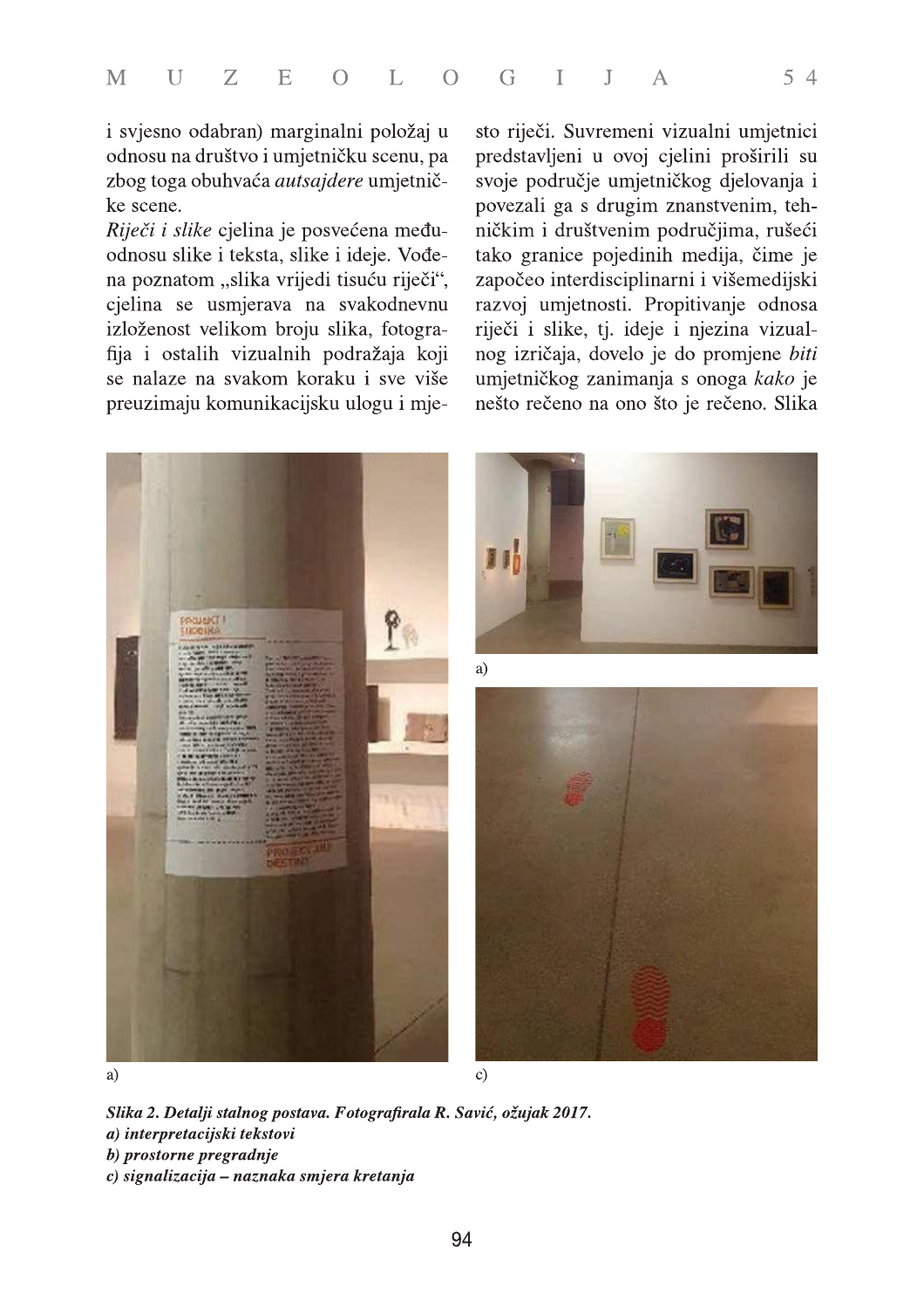i svjesno odabran) marginalni položaj u odnosu na društvo i umjetničku scenu, pa zbog toga obuhvaća *autsajdere* umjetničke scene.

*Riječi i slike* cjelina je posvećena međuodnosu slike i teksta, slike i ideje. Vođena poznatom „slika vrijedi tisuću riječi", cjelina se usmjerava na svakodnevnu izloženost velikom broju slika, fotografija i ostalih vizualnih podražaja koji se nalaze na svakom koraku i sve više preuzimaju komunikacijsku ulogu i mjesto riječi. Suvremeni vizualni umjetnici predstavljeni u ovoj cjelini proširili su svoje područje umjetničkog djelovanja i povezali ga s drugim znanstvenim, tehničkim i društvenim područjima, rušeći tako granice pojedinih medija, čime je započeo interdisciplinarni i višemedijski razvoj umjetnosti. Propitivanje odnosa riječi i slike, tj. ideje i njezina vizualnog izričaja, dovelo je do promjene *biti* umjetničkog zanimanja s onoga *kako* je nešto rečeno na ono što je rečeno. Slika

a)

a)

c)

***Slika 2. Detalji stalnog postava. Fotografirala R. Savić, ožujak 2017.***
***a) interpretacijski tekstovi***
***b) prostorne pregradnje***
***c) signalizacija – naznaka smjera kretanja***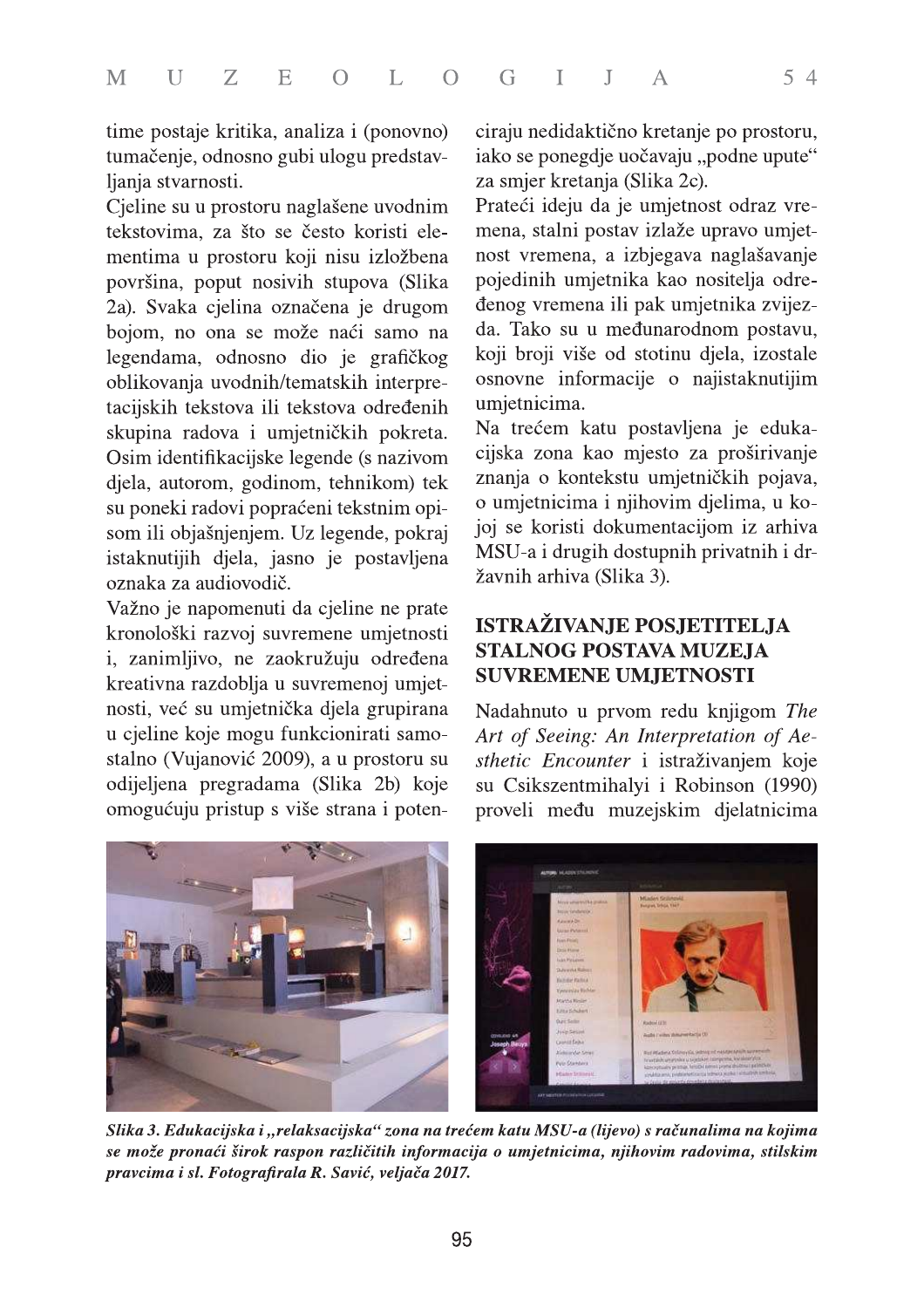time postaje kritika, analiza i (ponovno) tumačenje, odnosno gubi ulogu predstavljanja stvarnosti.

Cjeline su u prostoru naglašene uvodnim tekstovima, za što se često koristi elementima u prostoru koji nisu izložbena površina, poput nosivih stupova (Slika 2a). Svaka cjelina označena je drugom bojom, no ona se može naći samo na legendama, odnosno dio je grafičkog oblikovanja uvodnih/tematskih interpretacijskih tekstova ili tekstova određenih skupina radova i umjetničkih pokreta. Osim identifikacijske legende (s nazivom djela, autorom, godinom, tehnikom) tek su poneki radovi popraćeni tekstnim opisom ili objašnjenjem. Uz legende, pokraj istaknutijih djela, jasno je postavljena oznaka za audiovodič.

Važno je napomenuti da cjeline ne prate kronološki razvoj suvremene umjetnosti i, zanimljivo, ne zaokružuju određena kreativna razdoblja u suvremenoj umjetnosti, već su umjetnička djela grupirana u cjeline koje mogu funkcionirati samostalno (Vujanović 2009), a u prostoru su odijeljena pregradama (Slika 2b) koje omogućuju pristup s više strana i potenciraju nedidaktično kretanje po prostoru, iako se ponegdje uočavaju „podne upute" za smjer kretanja (Slika 2c).

Prateći ideju da je umjetnost odraz vremena, stalni postav izlaže upravo umjetnost vremena, a izbjegava naglašavanje pojedinih umjetnika kao nositelja određenog vremena ili pak umjetnika zvijezda. Tako su u međunarodnom postavu, koji broji više od stotinu djela, izostale osnovne informacije o najistaknutijim umjetnicima.

Na trećem katu postavljena je edukacijska zona kao mjesto za proširivanje znanja o kontekstu umjetničkih pojava, o umjetnicima i njihovim djelima, u kojoj se koristi dokumentacijom iz arhiva MSU-a i drugih dostupnih privatnih i državnih arhiva (Slika 3).

## ISTRAŽIVANJE POSJETITELJA STALNOG POSTAVA MUZEJA SUVREMENE UMJETNOSTI

Nadahnuto u prvom redu knjigom *The Art of Seeing: An Interpretation of Aesthetic Encounter* i istraživanjem koje su Csikszentmihalyi i Robinson (1990) proveli među muzejskim djelatnicima

***Slika 3. Edukacijska i „relaksacijska" zona na trećem katu MSU-a (lijevo) s računalima na kojima se može pronaći širok raspon različitih informacija o umjetnicima, njihovim radovima, stilskim pravcima i sl. Fotografirala R. Savić, veljača 2017.***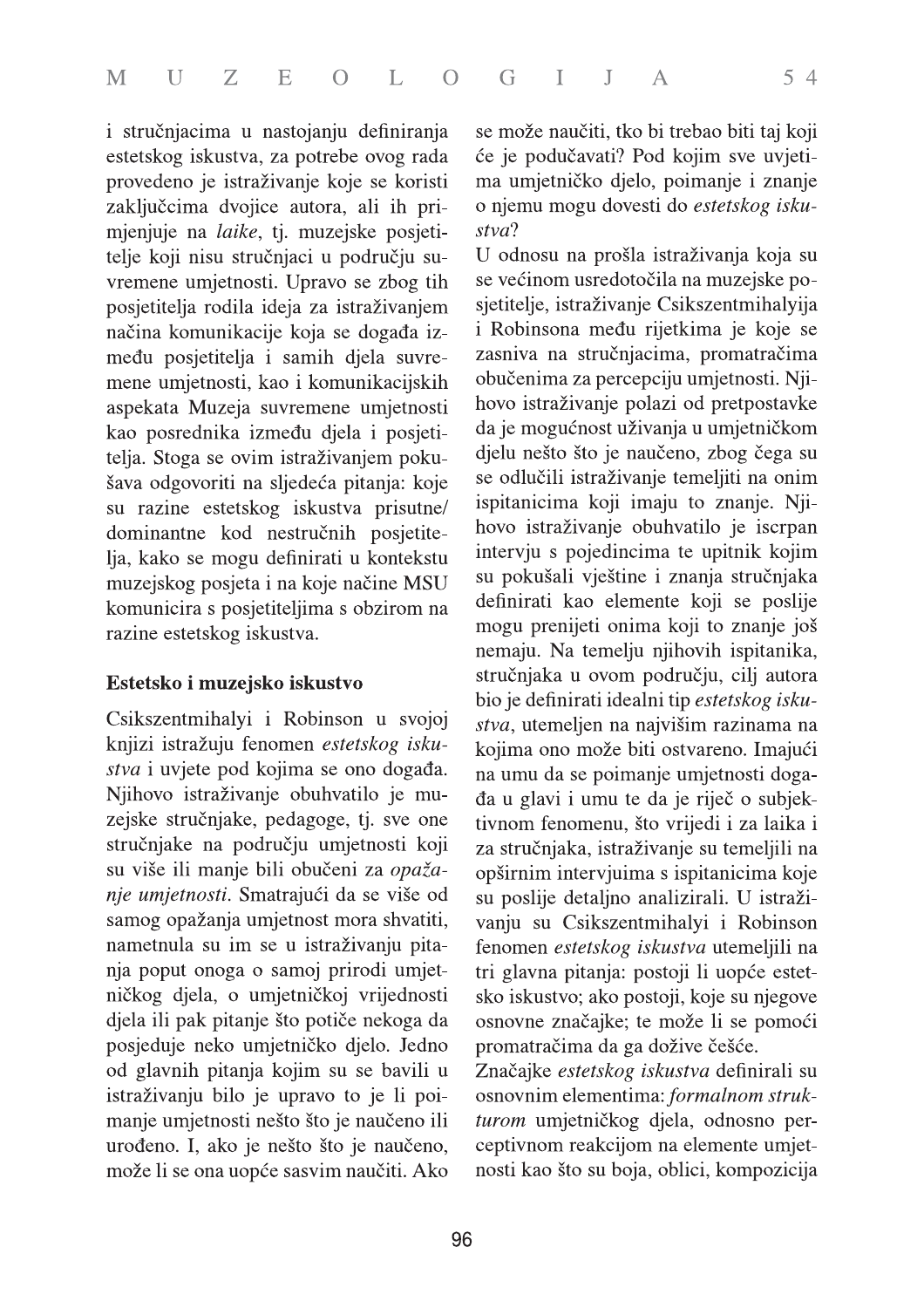i stručnjacima u nastojanju definiranja estetskog iskustva, za potrebe ovog rada provedeno je istraživanje koje se koristi zaključcima dvojice autora, ali ih primjenjuje na *laike*, tj. muzejske posjetitelje koji nisu stručnjaci u području suvremene umjetnosti. Upravo se zbog tih posjetitelja rodila ideja za istraživanjem načina komunikacije koja se događa između posjetitelja i samih djela suvremene umjetnosti, kao i komunikacijskih aspekata Muzeja suvremene umjetnosti kao posrednika između djela i posjetitelja. Stoga se ovim istraživanjem pokušava odgovoriti na sljedeća pitanja: koje su razine estetskog iskustva prisutne/dominantne kod nestručnih posjetitelja, kako se mogu definirati u kontekstu muzejskog posjeta i na koje načine MSU komunicira s posjetiteljima s obzirom na razine estetskog iskustva.

### Estetsko i muzejsko iskustvo

Csikszentmihalyi i Robinson u svojoj knjizi istražuju fenomen *estetskog iskustva* i uvjete pod kojima se ono događa. Njihovo istraživanje obuhvatilo je muzejske stručnjake, pedagoge, tj. sve one stručnjake na području umjetnosti koji su više ili manje bili obučeni za *opažanje umjetnosti*. Smatrajući da se više od samog opažanja umjetnost mora shvatiti, nametnula su im se u istraživanju pitanja poput onoga o samoj prirodi umjetničkog djela, o umjetničkoj vrijednosti djela ili pak pitanje što potiče nekoga da posjeduje neko umjetničko djelo. Jedno od glavnih pitanja kojim su se bavili u istraživanju bilo je upravo to je li poimanje umjetnosti nešto što je naučeno ili urođeno. I, ako je nešto što je naučeno, može li se ona uopće sasvim naučiti. Ako se može naučiti, tko bi trebao biti taj koji će je podučavati? Pod kojim sve uvjetima umjetničko djelo, poimanje i znanje o njemu mogu dovesti do *estetskog iskustva*?

U odnosu na prošla istraživanja koja su se većinom usredotočila na muzejske posjetitelje, istraživanje Csikszentmihalyija i Robinsona među rijetkima je koje se zasniva na stručnjacima, promatračima obučenima za percepciju umjetnosti. Njihovo istraživanje polazi od pretpostavke da je mogućnost uživanja u umjetničkom djelu nešto što je naučeno, zbog čega su se odlučili istraživanje temeljiti na onim ispitanicima koji imaju to znanje. Njihovo istraživanje obuhvatilo je iscrpan intervju s pojedincima te upitnik kojim su pokušali vještine i znanja stručnjaka definirati kao elemente koji se poslije mogu prenijeti onima koji to znanje još nemaju. Na temelju njihovih ispitanika, stručnjaka u ovom području, cilj autora bio je definirati idealni tip *estetskog iskustva*, utemeljen na najvišim razinama na kojima ono može biti ostvareno. Imajući na umu da se poimanje umjetnosti događa u glavi i umu te da je riječ o subjektivnom fenomenu, što vrijedi i za laika i za stručnjaka, istraživanje su temeljili na opširnim intervjuima s ispitanicima koje su poslije detaljno analizirali. U istraživanju su Csikszentmihalyi i Robinson fenomen *estetskog iskustva* utemeljili na tri glavna pitanja: postoji li uopće estetsko iskustvo; ako postoji, koje su njegove osnovne značajke; te može li se pomoći promatračima da ga dožive češće.

Značajke *estetskog iskustva* definirali su osnovnim elementima: *formalnom strukturom* umjetničkog djela, odnosno perceptivnom reakcijom na elemente umjetnosti kao što su boja, oblici, kompozicija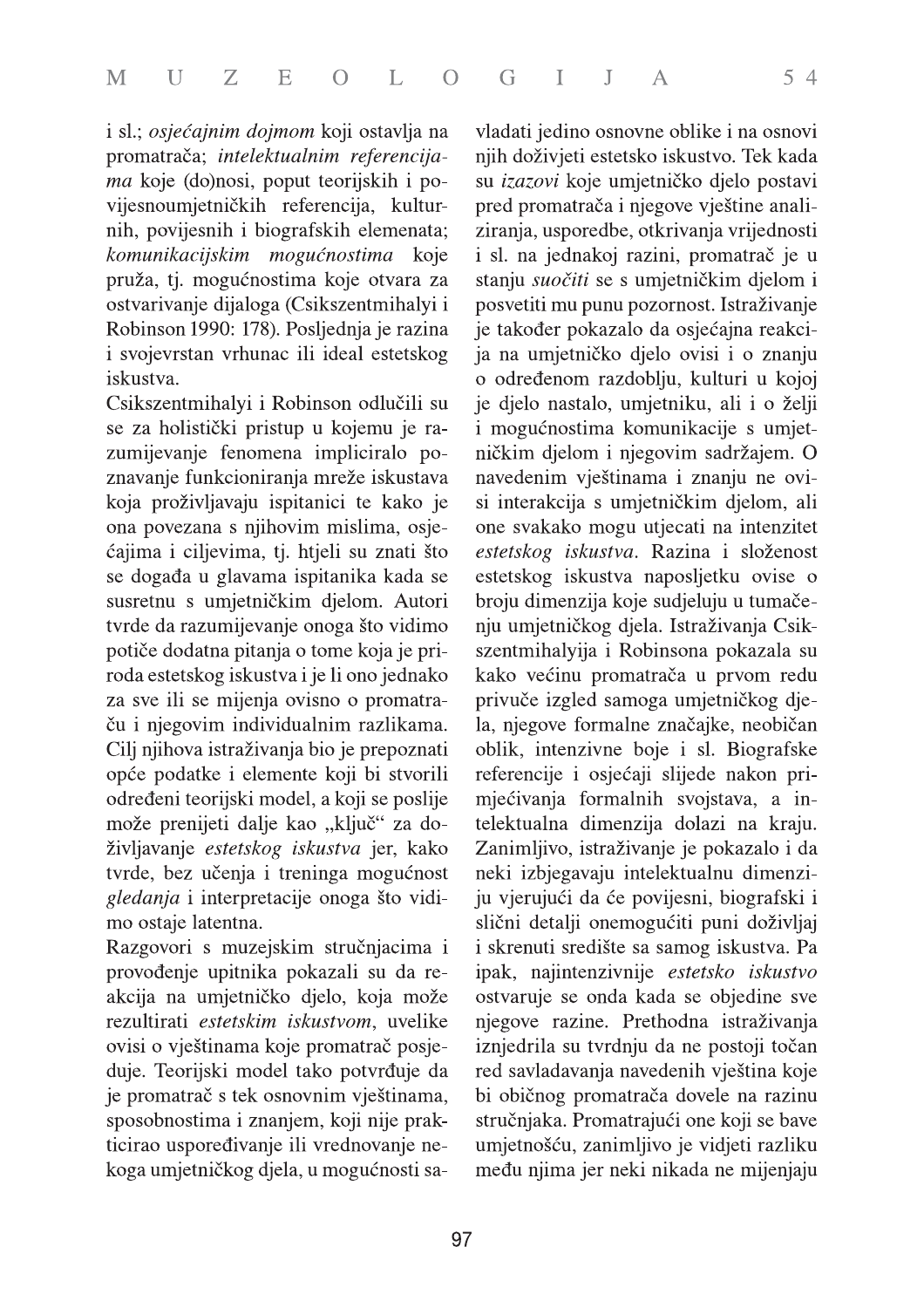i sl.; *osjećajnim dojmom* koji ostavlja na promatrača; *intelektualnim referencijama* koje (do)nosi, poput teorijskih i povijesnoumjetničkih referencija, kulturnih, povijesnih i biografskih elemenata; *komunikacijskim mogućnostima* koje pruža, tj. mogućnostima koje otvara za ostvarivanje dijaloga (Csikszentmihalyi i Robinson 1990: 178). Posljednja je razina i svojevrstan vrhunac ili ideal estetskog iskustva.

Csikszentmihalyi i Robinson odlučili su se za holistički pristup u kojemu je razumijevanje fenomena impliciralo poznavanje funkcioniranja mreže iskustava koja proživljavaju ispitanici te kako je ona povezana s njihovim mislima, osjećajima i ciljevima, tj. htjeli su znati što se događa u glavama ispitanika kada se susretnu s umjetničkim djelom. Autori tvrde da razumijevanje onoga što vidimo potiče dodatna pitanja o tome koja je priroda estetskog iskustva i je li ono jednako za sve ili se mijenja ovisno o promatraču i njegovim individualnim razlikama. Cilj njihova istraživanja bio je prepoznati opće podatke i elemente koji bi stvorili određeni teorijski model, a koji se poslije može prenijeti dalje kao „ključ" za doživljavanje *estetskog iskustva* jer, kako tvrde, bez učenja i treninga mogućnost *gledanja* i interpretacije onoga što vidimo ostaje latentna.

Razgovori s muzejskim stručnjacima i provođenje upitnika pokazali su da reakcija na umjetničko djelo, koja može rezultirati *estetskim iskustvom*, uvelike ovisi o vještinama koje promatrač posjeduje. Teorijski model tako potvrđuje da je promatrač s tek osnovnim vještinama, sposobnostima i znanjem, koji nije prakticirao uspoređivanje ili vrednovanje nekoga umjetničkog djela, u mogućnosti savladati jedino osnovne oblike i na osnovi njih doživjeti estetsko iskustvo. Tek kada su *izazovi* koje umjetničko djelo postavi pred promatrača i njegove vještine analiziranja, usporedbe, otkrivanja vrijednosti i sl. na jednakoj razini, promatrač je u stanju *suočiti* se s umjetničkim djelom i posvetiti mu punu pozornost. Istraživanje je također pokazalo da osjećajna reakcija na umjetničko djelo ovisi i o znanju o određenom razdoblju, kulturi u kojoj je djelo nastalo, umjetniku, ali i o želji i mogućnostima komunikacije s umjetničkim djelom i njegovim sadržajem. O navedenim vještinama i znanju ne ovisi interakcija s umjetničkim djelom, ali one svakako mogu utjecati na intenzitet *estetskog iskustva*. Razina i složenost estetskog iskustva naposljetku ovise o broju dimenzija koje sudjeluju u tumačenju umjetničkog djela. Istraživanja Csikszentmihalyija i Robinsona pokazala su kako većinu promatrača u prvom redu privuče izgled samoga umjetničkog djela, njegove formalne značajke, neobičan oblik, intenzivne boje i sl. Biografske referencije i osjećaji slijede nakon primjećivanja formalnih svojstava, a intelektualna dimenzija dolazi na kraju. Zanimljivo, istraživanje je pokazalo i da neki izbjegavaju intelektualnu dimenziju vjerujući da će povijesni, biografski i slični detalji onemogućiti puni doživljaj i skrenuti središte sa samog iskustva. Pa ipak, najintenzivnije *estetsko iskustvo* ostvaruje se onda kada se objedine sve njegove razine. Prethodna istraživanja iznjedrila su tvrdnju da ne postoji točan red savladavanja navedenih vještina koje bi običnog promatrača dovele na razinu stručnjaka. Promatrajući one koji se bave umjetnošću, zanimljivo je vidjeti razliku među njima jer neki nikada ne mijenjaju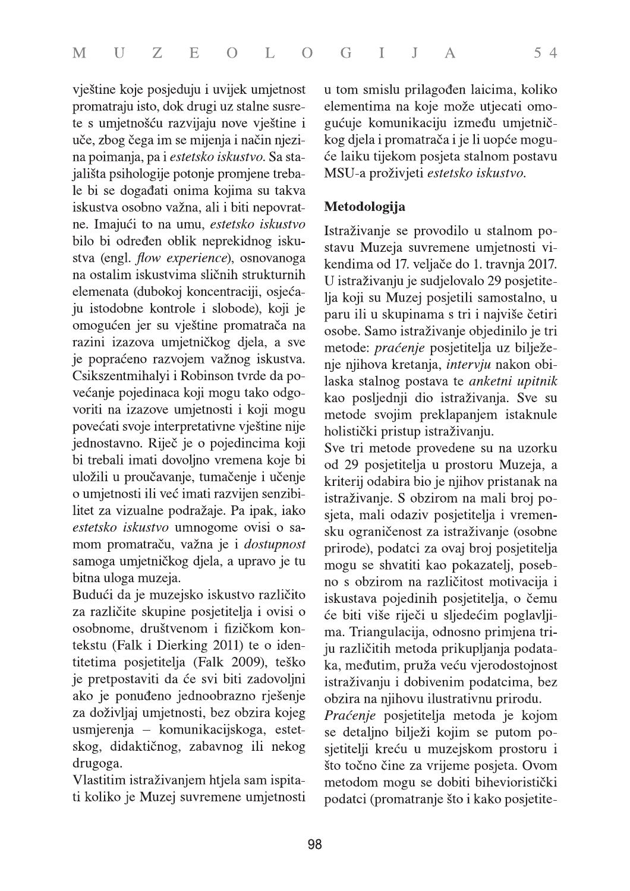vještine koje posjeduju i uvijek umjetnost promatraju isto, dok drugi uz stalne susrete s umjetnošću razvijaju nove vještine i uče, zbog čega im se mijenja i način njezina poimanja, pa i *estetsko iskustvo*. Sa stajališta psihologije potonje promjene trebale bi se događati onima kojima su takva iskustva osobno važna, ali i biti nepovratne. Imajući to na umu, *estetsko iskustvo* bilo bi određen oblik neprekidnog iskustva (engl. *flow experience*), osnovanoga na ostalim iskustvima sličnih strukturnih elemenata (dubokoj koncentraciji, osjećaju istodobne kontrole i slobode), koji je omogućen jer su vještine promatrača na razini izazova umjetničkog djela, a sve je popraćeno razvojem važnog iskustva. Csikszentmihalyi i Robinson tvrde da povećanje pojedinaca koji mogu tako odgovoriti na izazove umjetnosti i koji mogu povećati svoje interpretativne vještine nije jednostavno. Riječ je o pojedincima koji bi trebali imati dovoljno vremena koje bi uložili u proučavanje, tumačenje i učenje o umjetnosti ili već imati razvijen senzibilitet za vizualne podražaje. Pa ipak, iako *estetsko iskustvo* umnogome ovisi o samom promatraču, važna je i *dostupnost* samoga umjetničkog djela, a upravo je tu bitna uloga muzeja.

Budući da je muzejsko iskustvo različito za različite skupine posjetitelja i ovisi o osobnome, društvenom i fizičkom kontekstu (Falk i Dierking 2011) te o identitetima posjetitelja (Falk 2009), teško je pretpostaviti da će svi biti zadovoljni ako je ponuđeno jednoobrazno rješenje za doživljaj umjetnosti, bez obzira kojeg usmjerenja – komunikacijskoga, estetskog, didaktičnog, zabavnog ili nekog drugoga.

Vlastitim istraživanjem htjela sam ispitati koliko je Muzej suvremene umjetnosti u tom smislu prilagođen laicima, koliko elementima na koje može utjecati omogućuje komunikaciju između umjetničkog djela i promatrača i je li uopće moguće laiku tijekom posjeta stalnom postavu MSU-a proživjeti *estetsko iskustvo*.

### Metodologija

Istraživanje se provodilo u stalnom postavu Muzeja suvremene umjetnosti vikendima od 17. veljače do 1. travnja 2017. U istraživanju je sudjelovalo 29 posjetitelja koji su Muzej posjetili samostalno, u paru ili u skupinama s tri i najviše četiri osobe. Samo istraživanje objedinilo je tri metode: *praćenje* posjetitelja uz bilježenje njihova kretanja, *intervju* nakon obilaska stalnog postava te *anketni upitnik* kao posljednji dio istraživanja. Sve su metode svojim preklapanjem istaknule holistički pristup istraživanju.

Sve tri metode provedene su na uzorku od 29 posjetitelja u prostoru Muzeja, a kriterij odabira bio je njihov pristanak na istraživanje. S obzirom na mali broj posjeta, mali odaziv posjetitelja i vremensku ograničenost za istraživanje (osobne prirode), podatci za ovaj broj posjetitelja mogu se shvatiti kao pokazatelj, posebno s obzirom na različitost motivacija i iskustava pojedinih posjetitelja, o čemu će biti više riječi u sljedećim poglavljima. Triangulacija, odnosno primjena triju različitih metoda prikupljanja podataka, međutim, pruža veću vjerodostojnost istraživanju i dobivenim podatcima, bez obzira na njihovu ilustrativnu prirodu.

*Praćenje* posjetitelja metoda je kojom se detaljno bilježi kojim se putom posjetitelji kreću u muzejskom prostoru i što točno čine za vrijeme posjeta. Ovom metodom mogu se dobiti bihevioristički podatci (promatranje što i kako posjetite-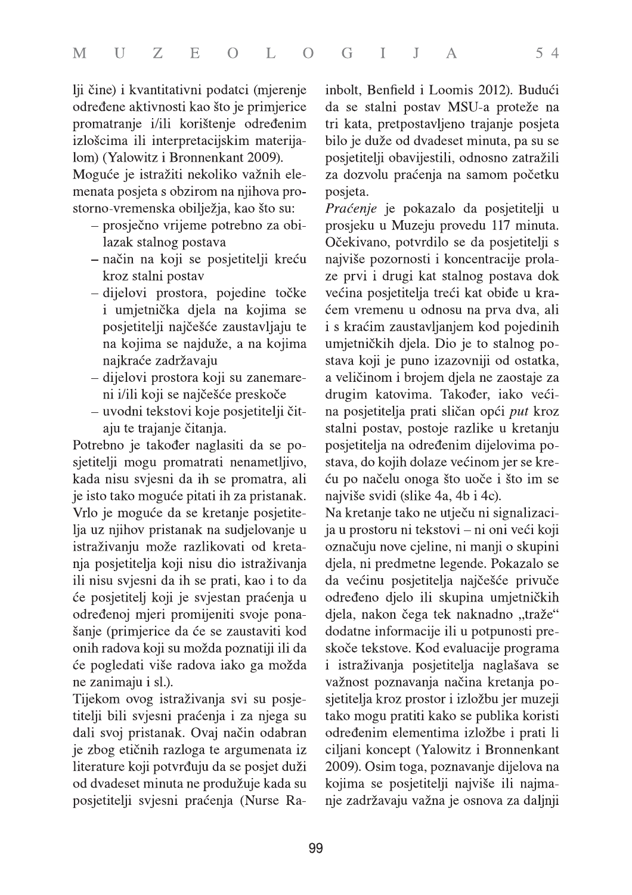lji čine) i kvantitativni podatci (mjerenje određene aktivnosti kao što je primjerice promatranje i/ili korištenje određenim izlošcima ili interpretacijskim materijalom) (Yalowitz i Bronnenkant 2009).

Moguće je istražiti nekoliko važnih elemenata posjeta s obzirom na njihova prostorno-vremenska obilježja, kao što su:

- prosječno vrijeme potrebno za obilazak stalnog postava
- način na koji se posjetitelji kreću kroz stalni postav
- dijelovi prostora, pojedine točke i umjetnička djela na kojima se posjetitelji najčešće zaustavljaju te na kojima se najduže, a na kojima najkraće zadržavaju
- dijelovi prostora koji su zanemareni i/ili koji se najčešće preskoče
- uvodni tekstovi koje posjetitelji čitaju te trajanje čitanja.

Potrebno je također naglasiti da se posjetitelji mogu promatrati nenametljivo, kada nisu svjesni da ih se promatra, ali je isto tako moguće pitati ih za pristanak. Vrlo je moguće da se kretanje posjetitelja uz njihov pristanak na sudjelovanje u istraživanju može razlikovati od kretanja posjetitelja koji nisu dio istraživanja ili nisu svjesni da ih se prati, kao i to da će posjetitelj koji je svjestan praćenja u određenoj mjeri promijeniti svoje ponašanje (primjerice da će se zaustaviti kod onih radova koji su možda poznatiji ili da će pogledati više radova iako ga možda ne zanimaju i sl.).

Tijekom ovog istraživanja svi su posjetitelji bili svjesni praćenja i za njega su dali svoj pristanak. Ovaj način odabran je zbog etičnih razloga te argumenata iz literature koji potvrđuju da se posjet duži od dvadeset minuta ne produžuje kada su posjetitelji svjesni praćenja (Nurse Rainbolt, Benfield i Loomis 2012). Budući da se stalni postav MSU-a proteže na tri kata, pretpostavljeno trajanje posjeta bilo je duže od dvadeset minuta, pa su se posjetitelji obavijestili, odnosno zatražili za dozvolu praćenja na samom početku posjeta.

*Praćenje* je pokazalo da posjetitelji u prosjeku u Muzeju provedu 117 minuta. Očekivano, potvrdilo se da posjetitelji s najviše pozornosti i koncentracije prolaze prvi i drugi kat stalnog postava dok većina posjetitelja treći kat obiđe u kraćem vremenu u odnosu na prva dva, ali i s kraćim zaustavljanjem kod pojedinih umjetničkih djela. Dio je to stalnog postava koji je puno izazovniji od ostatka, a veličinom i brojem djela ne zaostaje za drugim katovima. Također, iako većina posjetitelja prati sličan opći *put* kroz stalni postav, postoje razlike u kretanju posjetitelja na određenim dijelovima postava, do kojih dolaze većinom jer se kreću po načelu onoga što uoče i što im se najviše svidi (slike 4a, 4b i 4c).

Na kretanje tako ne utječu ni signalizacija u prostoru ni tekstovi – ni oni veći koji označuju nove cjeline, ni manji o skupini djela, ni predmetne legende. Pokazalo se da većinu posjetitelja najčešće privuče određeno djelo ili skupina umjetničkih djela, nakon čega tek naknadno „traže“ dodatne informacije ili u potpunosti preskoče tekstove. Kod evaluacije programa i istraživanja posjetitelja naglašava se važnost poznavanja načina kretanja posjetitelja kroz prostor i izložbu jer muzeji tako mogu pratiti kako se publika koristi određenim elementima izložbe i prati li ciljani koncept (Yalowitz i Bronnenkant 2009). Osim toga, poznavanje dijelova na kojima se posjetitelji najviše ili najmanje zadržavaju važna je osnova za daljnji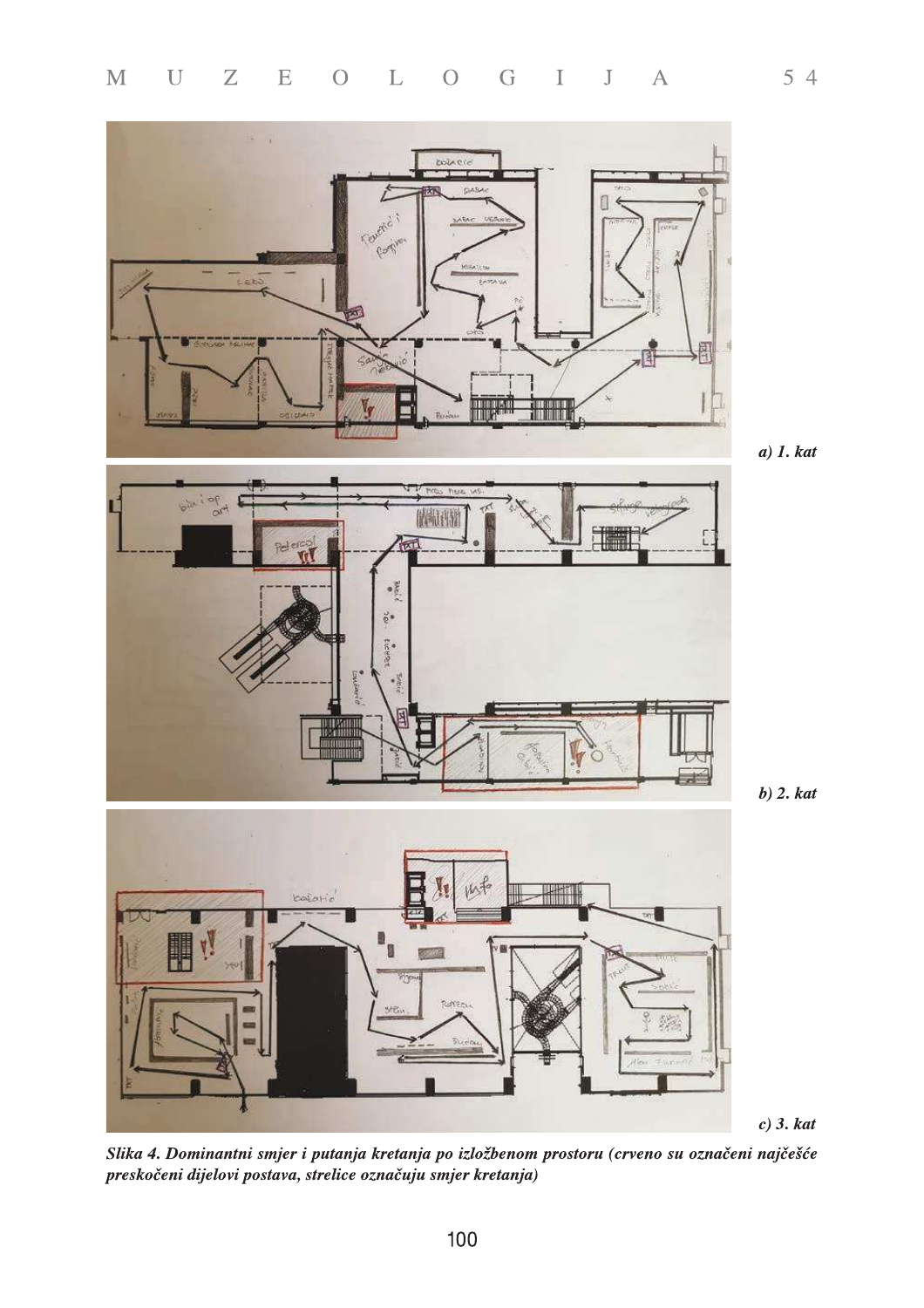a) 1. kat

b) 2. kat

c) 3. kat

***Slika 4. Dominantni smjer i putanja kretanja po izložbenom prostoru (crveno su označeni najčešće preskočeni dijelovi postava, strelice označuju smjer kretanja)***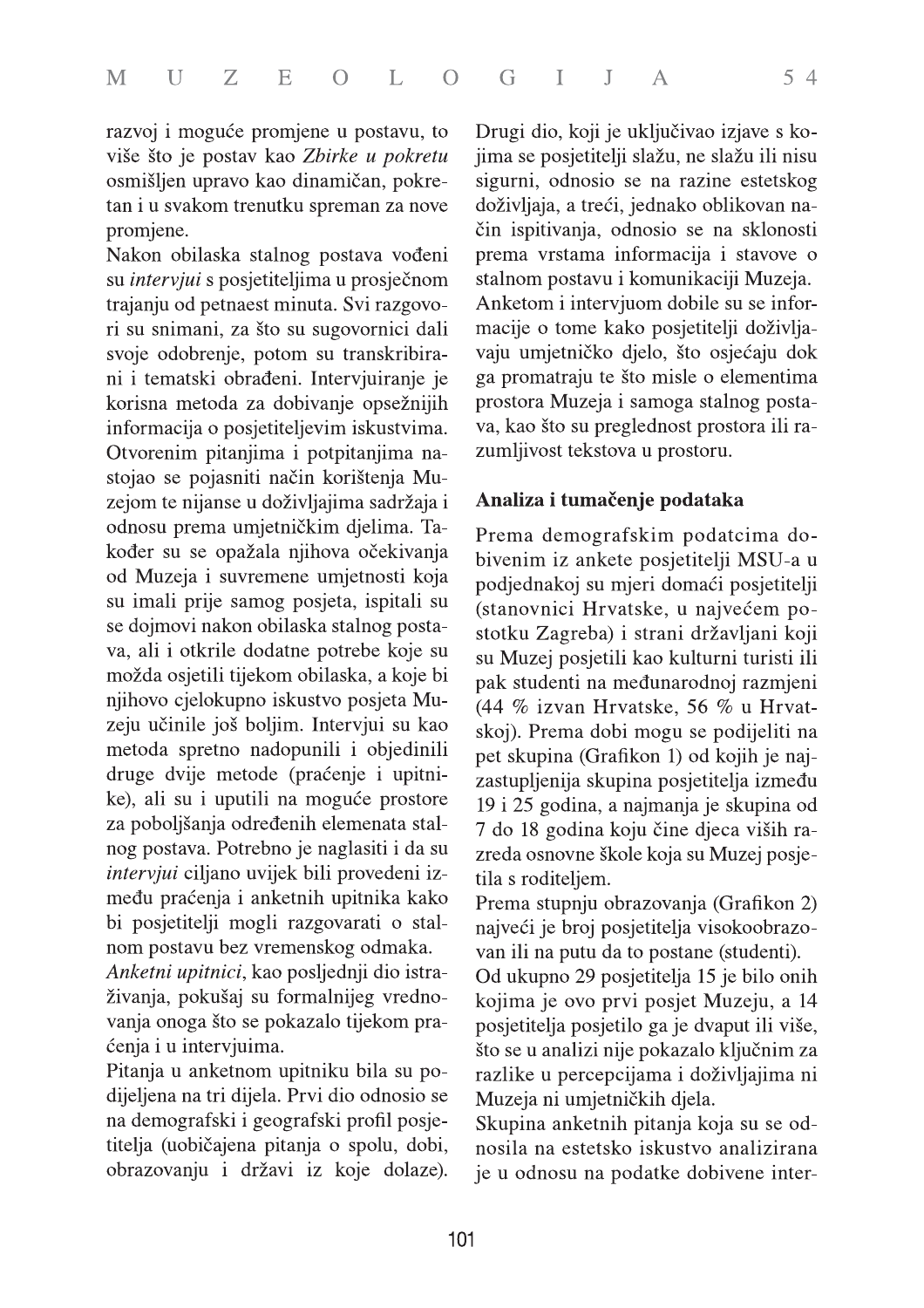razvoj i moguće promjene u postavu, to više što je postav kao *Zbirke u pokretu* osmišljen upravo kao dinamičan, pokretan i u svakom trenutku spreman za nove promjene.

Nakon obilaska stalnog postava vođeni su *intervjui* s posjetiteljima u prosječnom trajanju od petnaest minuta. Svi razgovori su snimani, za što su sugovornici dali svoje odobrenje, potom su transkribirani i tematski obrađeni. Intervjuiranje je korisna metoda za dobivanje opsežnijih informacija o posjetiteljevim iskustvima. Otvorenim pitanjima i potpitanjima nastojao se pojasniti način korištenja Muzejom te nijanse u doživljajima sadržaja i odnosu prema umjetničkim djelima. Također su se opažala njihova očekivanja od Muzeja i suvremene umjetnosti koja su imali prije samog posjeta, ispitali su se dojmovi nakon obilaska stalnog postava, ali i otkrile dodatne potrebe koje su možda osjetili tijekom obilaska, a koje bi njihovo cjelokupno iskustvo posjeta Muzeju učinile još boljim. Intervjui su kao metoda spretno nadopunili i objedinili druge dvije metode (praćenje i upitnike), ali su i uputili na moguće prostore za poboljšanja određenih elemenata stalnog postava. Potrebno je naglasiti i da su *intervjui* ciljano uvijek bili provedeni između praćenja i anketnih upitnika kako bi posjetitelji mogli razgovarati o stalnom postavu bez vremenskog odmaka.

*Anketni upitnici*, kao posljednji dio istraživanja, pokušaj su formalnijeg vrednovanja onoga što se pokazalo tijekom praćenja i u intervjuima.

Pitanja u anketnom upitniku bila su podijeljena na tri dijela. Prvi dio odnosio se na demografski i geografski profil posjetitelja (uobičajena pitanja o spolu, dobi, obrazovanju i državi iz koje dolaze). Drugi dio, koji je uključivao izjave s kojima se posjetitelji slažu, ne slažu ili nisu sigurni, odnosio se na razine estetskog doživljaja, a treći, jednako oblikovan način ispitivanja, odnosio se na sklonosti prema vrstama informacija i stavove o stalnom postavu i komunikaciji Muzeja. Anketom i intervjuom dobile su se informacije o tome kako posjetitelji doživljavaju umjetničko djelo, što osjećaju dok ga promatraju te što misle o elementima prostora Muzeja i samoga stalnog postava, kao što su preglednost prostora ili razumljivost tekstova u prostoru.

## Analiza i tumačenje podataka

Prema demografskim podatcima dobivenim iz ankete posjetitelji MSU-a u podjednakoj su mjeri domaći posjetitelji (stanovnici Hrvatske, u najvećem postotku Zagreba) i strani državljani koji su Muzej posjetili kao kulturni turisti ili pak studenti na međunarodnoj razmjeni (44 % izvan Hrvatske, 56 % u Hrvatskoj). Prema dobi mogu se podijeliti na pet skupina (Grafikon 1) od kojih je najzastupljenija skupina posjetitelja između 19 i 25 godina, a najmanja je skupina od 7 do 18 godina koju čine djeca viših razreda osnovne škole koja su Muzej posjetila s roditeljem.

Prema stupnju obrazovanja (Grafikon 2) najveći je broj posjetitelja visokoobrazovan ili na putu da to postane (studenti).

Od ukupno 29 posjetitelja 15 je bilo onih kojima je ovo prvi posjet Muzeju, a 14 posjetitelja posjetilo ga je dvaput ili više, što se u analizi nije pokazalo ključnim za razlike u percepcijama i doživljajima ni Muzeja ni umjetničkih djela.

Skupina anketnih pitanja koja su se odnosila na estetsko iskustvo analizirana je u odnosu na podatke dobivene inter-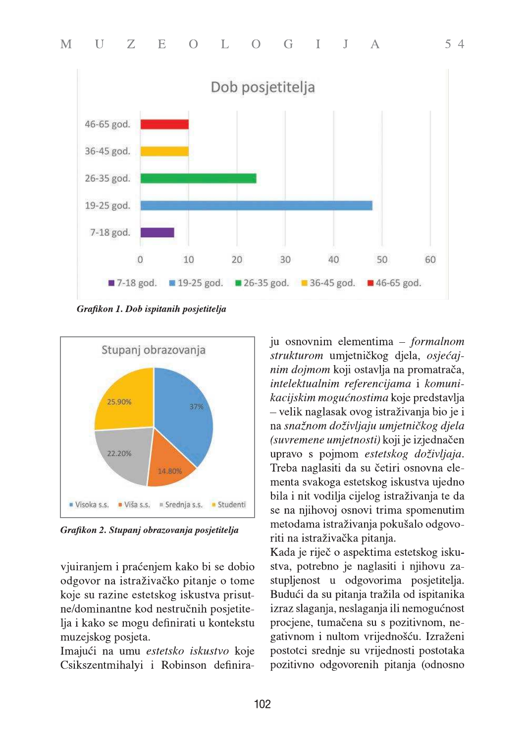Grafikon 1. Dob ispitanih posjetitelja

Grafikon 2. Stupanj obrazovanja posjetitelja

vjuiranjem i praćenjem kako bi se dobio odgovor na istraživačko pitanje o tome koje su razine estetskog iskustva prisutne/dominantne kod nestručnih posjetitelja i kako se mogu definirati u kontekstu muzejskog posjeta.

Imajući na umu *estetsko iskustvo* koje Csikszentmihalyi i Robinson definiraju osnovnim elementima – *formalnom strukturom* umjetničkog djela, *osjećajnim dojmom* koji ostavlja na promatrača, *intelektualnim referencijama* i *komunikacijskim mogućnostima* koje predstavlja – velik naglasak ovog istraživanja bio je i na *snažnom doživljaju umjetničkog djela (suvremene umjetnosti)* koji je izjednačen upravo s pojmom *estetskog doživljaja*. Treba naglasiti da su četiri osnovna elementa svakoga estetskog iskustva ujedno bila i nit vodilja cijelog istraživanja te da se na njihovoj osnovi trima spomenutim metodama istraživanja pokušalo odgovoriti na istraživačka pitanja.

Kada je riječ o aspektima estetskog iskustva, potrebno je naglasiti i njihovu zastupljenost u odgovorima posjetitelja. Budući da su pitanja tražila od ispitanika izraz slaganja, neslaganja ili nemogućnost procjene, tumačena su s pozitivnom, negativnom i nultom vrijednošću. Izraženi postotci srednje su vrijednosti postotaka pozitivno odgovorenih pitanja (odnosno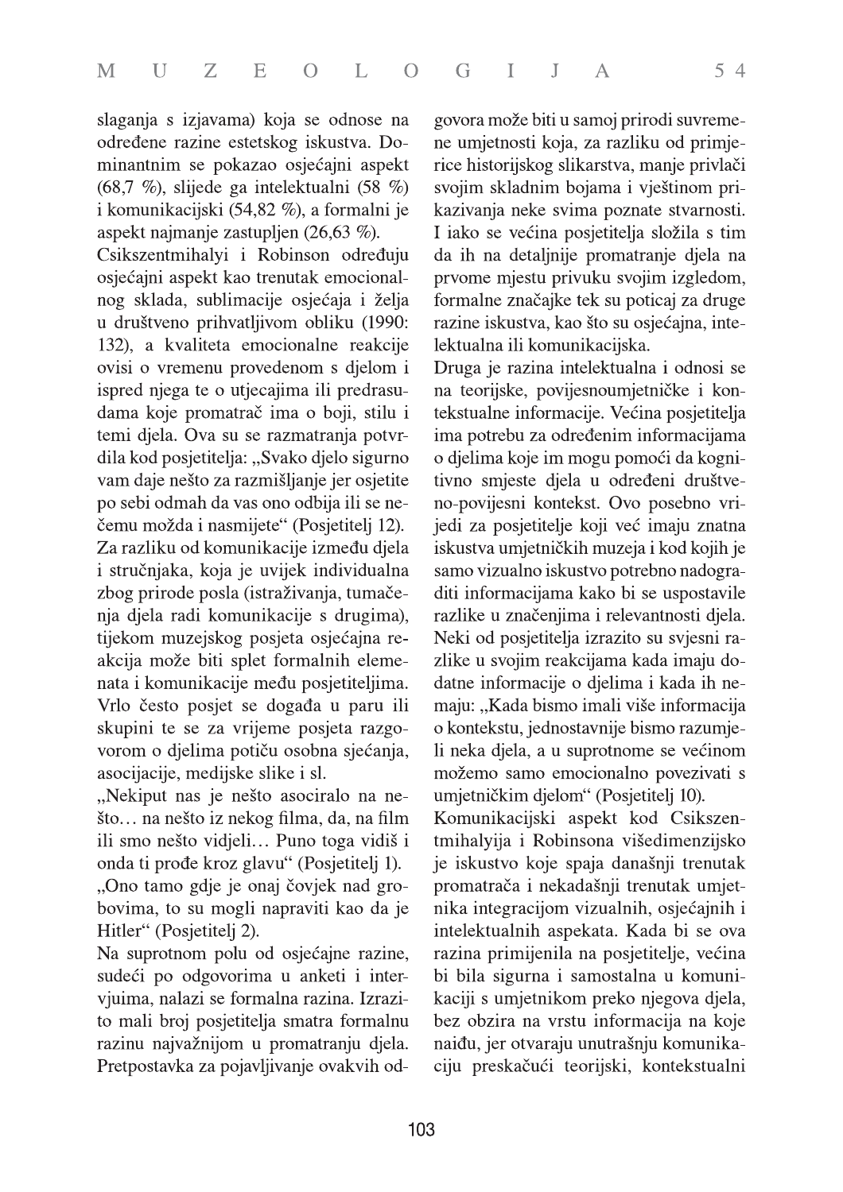slaganja s izjavama) koja se odnose na određene razine estetskog iskustva. Dominantnim se pokazao osjećajni aspekt (68,7 %), slijede ga intelektualni (58 %) i komunikacijski (54,82 %), a formalni je aspekt najmanje zastupljen (26,63 %).

Csikszentmihalyi i Robinson određuju osjećajni aspekt kao trenutak emocionalnog sklada, sublimacije osjećaja i želja u društveno prihvatljivom obliku (1990: 132), a kvaliteta emocionalne reakcije ovisi o vremenu provedenom s djelom i ispred njega te o utjecajima ili predrasudama koje promatrač ima o boji, stilu i temi djela. Ova su se razmatranja potvrdila kod posjetitelja: „Svako djelo sigurno vam daje nešto za razmišljanje jer osjetite po sebi odmah da vas ono odbija ili se nečemu možda i nasmijete" (Posjetitelj 12).

Za razliku od komunikacije između djela i stručnjaka, koja je uvijek individualna zbog prirode posla (istraživanja, tumačenja djela radi komunikacije s drugima), tijekom muzejskog posjeta osjećajna reakcija može biti splet formalnih elemenata i komunikacije među posjetiteljima. Vrlo često posjet se događa u paru ili skupini te se za vrijeme posjeta razgovorom o djelima potiču osobna sjećanja, asocijacije, medijske slike i sl.

„Nekiput nas je nešto asociralo na nešto… na nešto iz nekog filma, da, na film ili smo nešto vidjeli… Puno toga vidiš i onda ti prođe kroz glavu" (Posjetitelj 1).

„Ono tamo gdje je onaj čovjek nad grobovima, to su mogli napraviti kao da je Hitler" (Posjetitelj 2).

Na suprotnom polu od osjećajne razine, sudeći po odgovorima u anketi i intervjuima, nalazi se formalna razina. Izrazito mali broj posjetitelja smatra formalnu razinu najvažnijom u promatranju djela. Pretpostavka za pojavljivanje ovakvih odgovora može biti u samoj prirodi suvremene umjetnosti koja, za razliku od primjerice historijskog slikarstva, manje privlači svojim skladnim bojama i vještinom prikazivanja neke svima poznate stvarnosti. I iako se većina posjetitelja složila s tim da ih na detaljnije promatranje djela na prvome mjestu privuku svojim izgledom, formalne značajke tek su poticaj za druge razine iskustva, kao što su osjećajna, intelektualna ili komunikacijska.

Druga je razina intelektualna i odnosi se na teorijske, povijesnoumjetničke i kontekstualne informacije. Većina posjetitelja ima potrebu za određenim informacijama o djelima koje im mogu pomoći da kognitivno smjeste djela u određeni društveno-povijesni kontekst. Ovo posebno vrijedi za posjetitelje koji već imaju znatna iskustva umjetničkih muzeja i kod kojih je samo vizualno iskustvo potrebno nadograditi informacijama kako bi se uspostavile razlike u značenjima i relevantnosti djela. Neki od posjetitelja izrazito su svjesni razlike u svojim reakcijama kada imaju dodatne informacije o djelima i kada ih nemaju: „Kada bismo imali više informacija o kontekstu, jednostavnije bismo razumjeli neka djela, a u suprotnome se većinom možemo samo emocionalno povezivati s umjetničkim djelom" (Posjetitelj 10).

Komunikacijski aspekt kod Csikszentmihalyija i Robinsona višedimenzijsko je iskustvo koje spaja današnji trenutak promatrača i nekadašnji trenutak umjetnika integracijom vizualnih, osjećajnih i intelektualnih aspekata. Kada bi se ova razina primijenila na posjetitelje, većina bi bila sigurna i samostalna u komunikaciji s umjetnikom preko njegova djela, bez obzira na vrstu informacija na koje naiđu, jer otvaraju unutrašnju komunikaciju preskačući teorijski, kontekstualni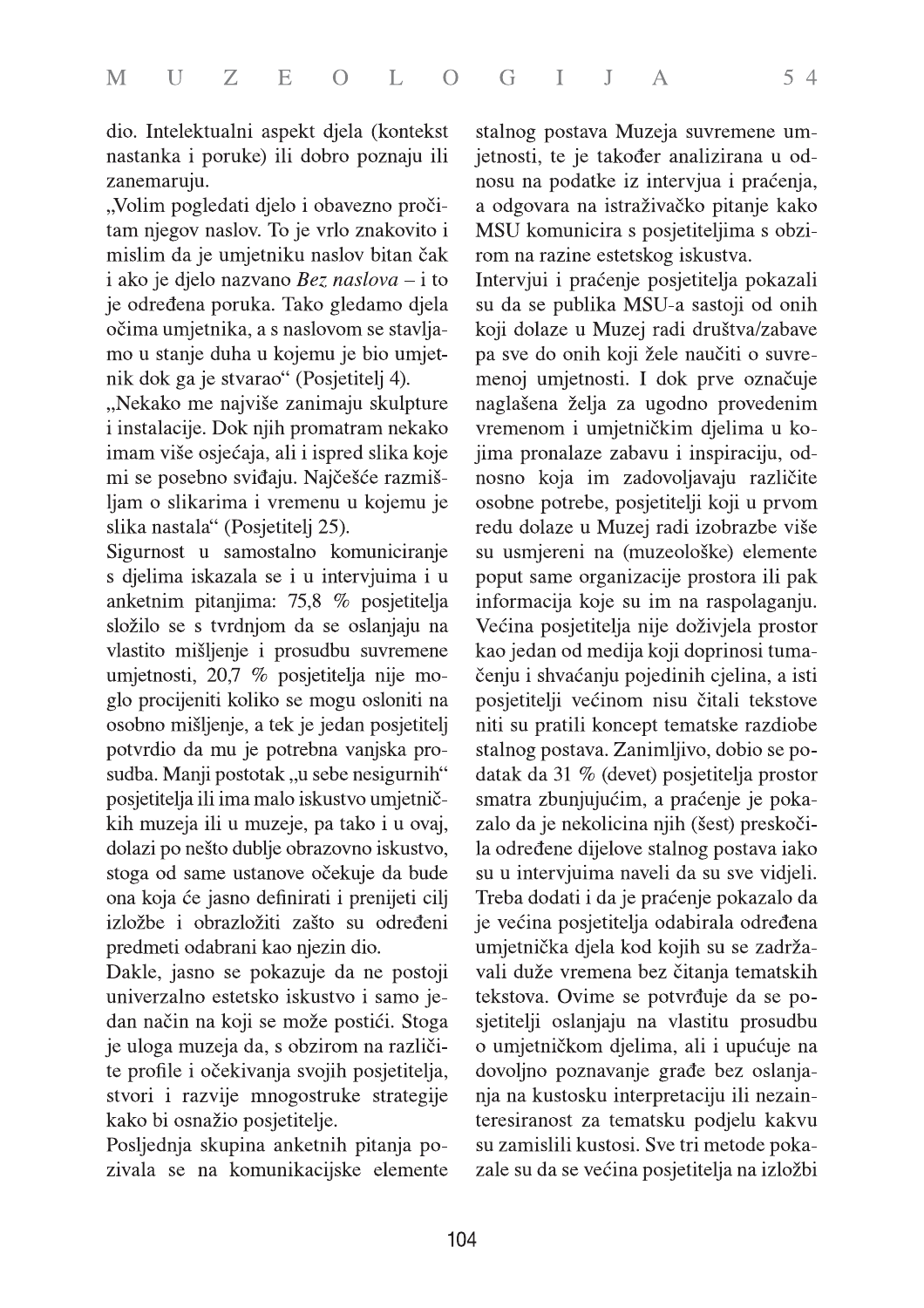dio. Intelektualni aspekt djela (kontekst nastanka i poruke) ili dobro poznaju ili zanemaruju.

„Volim pogledati djelo i obavezno pročitam njegov naslov. To je vrlo znakovito i mislim da je umjetniku naslov bitan čak i ako je djelo nazvano *Bez naslova* – i to je određena poruka. Tako gledamo djela očima umjetnika, a s naslovom se stavljamo u stanje duha u kojemu je bio umjetnik dok ga je stvarao" (Posjetitelj 4).

„Nekako me najviše zanimaju skulpture i instalacije. Dok njih promatram nekako imam više osjećaja, ali i ispred slika koje mi se posebno sviđaju. Najčešće razmišljam o slikarima i vremenu u kojemu je slika nastala" (Posjetitelj 25).

Sigurnost u samostalno komuniciranje s djelima iskazala se i u intervjuima i u anketnim pitanjima: 75,8 % posjetitelja složilo se s tvrdnjom da se oslanjaju na vlastito mišljenje i prosudbu suvremene umjetnosti, 20,7 % posjetitelja nije moglo procijeniti koliko se mogu osloniti na osobno mišljenje, a tek je jedan posjetitelj potvrdio da mu je potrebna vanjska prosudba. Manji postotak „u sebe nesigurnih" posjetitelja ili ima malo iskustvo umjetničkih muzeja ili u muzeje, pa tako i u ovaj, dolazi po nešto dublje obrazovno iskustvo, stoga od same ustanove očekuje da bude ona koja će jasno definirati i prenijeti cilj izložbe i obrazložiti zašto su određeni predmeti odabrani kao njezin dio.

Dakle, jasno se pokazuje da ne postoji univerzalno estetsko iskustvo i samo jedan način na koji se može postići. Stoga je uloga muzeja da, s obzirom na različite profile i očekivanja svojih posjetitelja, stvori i razvije mnogostruke strategije kako bi osnažio posjetitelje.

Posljednja skupina anketnih pitanja pozivala se na komunikacijske elemente stalnog postava Muzeja suvremene umjetnosti, te je također analizirana u odnosu na podatke iz intervjua i praćenja, a odgovara na istraživačko pitanje kako MSU komunicira s posjetiteljima s obzirom na razine estetskog iskustva.

Intervjui i praćenje posjetitelja pokazali su da se publika MSU-a sastoji od onih koji dolaze u Muzej radi društva/zabave pa sve do onih koji žele naučiti o suvremenoj umjetnosti. I dok prve označuje naglašena želja za ugodno provedenim vremenom i umjetničkim djelima u kojima pronalaze zabavu i inspiraciju, odnosno koja im zadovoljavaju različite osobne potrebe, posjetitelji koji u prvom redu dolaze u Muzej radi izobrazbe više su usmjereni na (muzeološke) elemente poput same organizacije prostora ili pak informacija koje su im na raspolaganju. Većina posjetitelja nije doživjela prostor kao jedan od medija koji doprinosi tumačenju i shvaćanju pojedinih cjelina, a isti posjetitelji većinom nisu čitali tekstove niti su pratili koncept tematske razdiobe stalnog postava. Zanimljivo, dobio se podatak da 31 % (devet) posjetitelja prostor smatra zbunjujućim, a praćenje je pokazalo da je nekolicina njih (šest) preskočila određene dijelove stalnog postava iako su u intervjuima naveli da su sve vidjeli. Treba dodati i da je praćenje pokazalo da je većina posjetitelja odabirala određena umjetnička djela kod kojih su se zadržavali duže vremena bez čitanja tematskih tekstova. Ovime se potvrđuje da se posjetitelji oslanjaju na vlastitu prosudbu o umjetničkom djelima, ali i upućuje na dovoljno poznavanje građe bez oslanjanja na kustosku interpretaciju ili nezainteresiranost za tematsku podjelu kakvu su zamislili kustosi. Sve tri metode pokazale su da se većina posjetitelja na izložbi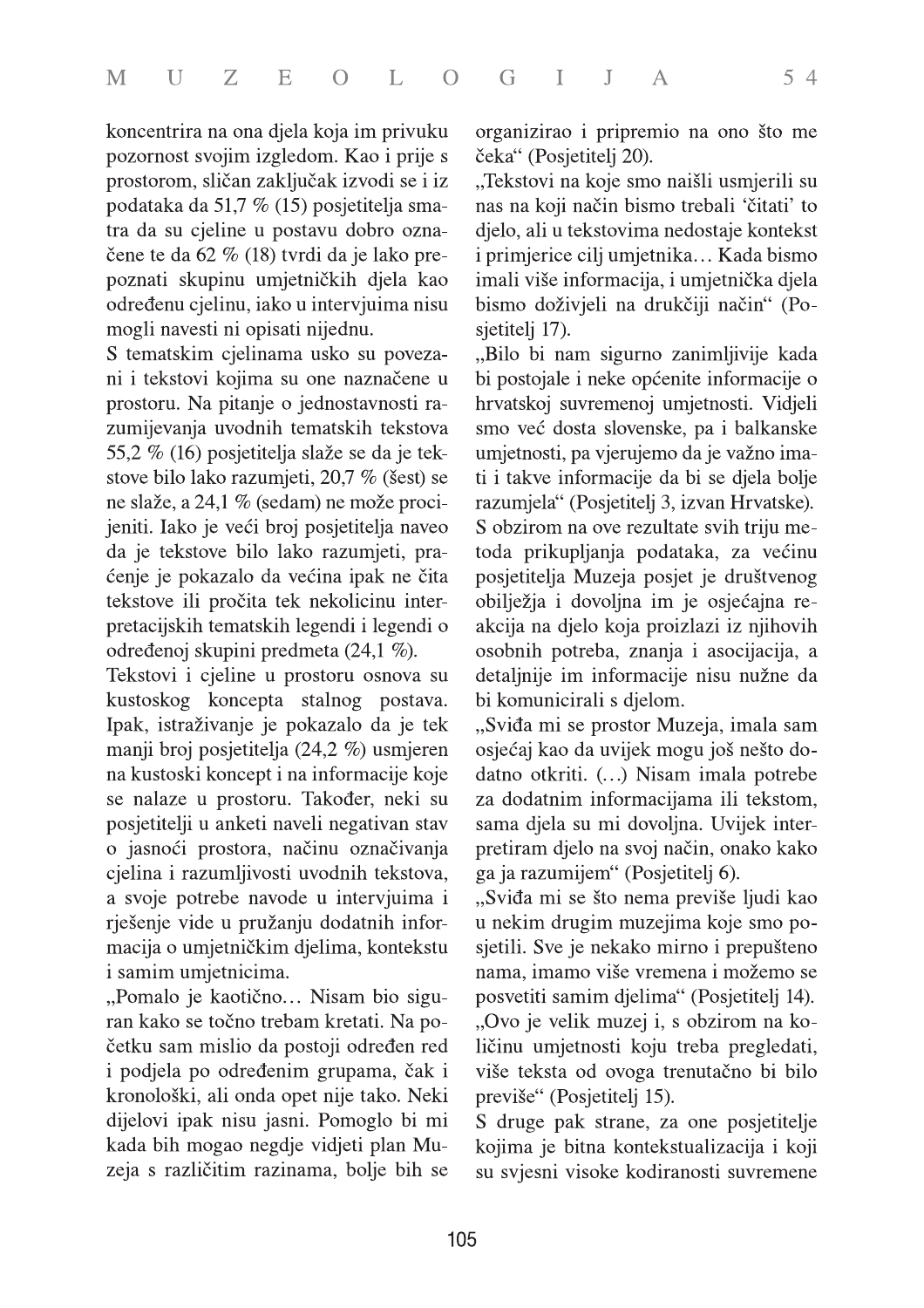koncentrira na ona djela koja im privuku pozornost svojim izgledom. Kao i prije s prostorom, sličan zaključak izvodi se i iz podataka da 51,7 % (15) posjetitelja smatra da su cjeline u postavu dobro označene te da 62 % (18) tvrdi da je lako prepoznati skupinu umjetničkih djela kao određenu cjelinu, iako u intervjuima nisu mogli navesti ni opisati nijednu.

S tematskim cjelinama usko su povezani i tekstovi kojima su one naznačene u prostoru. Na pitanje o jednostavnosti razumijevanja uvodnih tematskih tekstova 55,2 % (16) posjetitelja slaže se da je tekstove bilo lako razumjeti, 20,7 % (šest) se ne slaže, a 24,1 % (sedam) ne može procijeniti. Iako je veći broj posjetitelja naveo da je tekstove bilo lako razumjeti, praćenje je pokazalo da većina ipak ne čita tekstove ili pročita tek nekolicinu interpretacijskih tematskih legendi i legendi o određenoj skupini predmeta (24,1 %).

Tekstovi i cjeline u prostoru osnova su kustoskog koncepta stalnog postava. Ipak, istraživanje je pokazalo da je tek manji broj posjetitelja (24,2 %) usmjeren na kustoski koncept i na informacije koje se nalaze u prostoru. Također, neki su posjetitelji u anketi naveli negativan stav o jasnoći prostora, načinu označivanja cjelina i razumljivosti uvodnih tekstova, a svoje potrebe navode u intervjuima i rješenje vide u pružanju dodatnih informacija o umjetničkim djelima, kontekstu i samim umjetnicima.

„Pomalo je kaotično… Nisam bio siguran kako se točno trebam kretati. Na početku sam mislio da postoji određen red i podjela po određenim grupama, čak i kronološki, ali onda opet nije tako. Neki dijelovi ipak nisu jasni. Pomoglo bi mi kada bih mogao negdje vidjeti plan Muzeja s različitim razinama, bolje bih se organizirao i pripremio na ono što me čeka“ (Posjetitelj 20).

„Tekstovi na koje smo naišli usmjerili su nas na koji način bismo trebali 'čitati' to djelo, ali u tekstovima nedostaje kontekst i primjerice cilj umjetnika… Kada bismo imali više informacija, i umjetnička djela bismo doživjeli na drukčiji način“ (Posjetitelj 17).

„Bilo bi nam sigurno zanimljivije kada bi postojale i neke općenite informacije o hrvatskoj suvremenoj umjetnosti. Vidjeli smo već dosta slovenske, pa i balkanske umjetnosti, pa vjerujemo da je važno imati i takve informacije da bi se djela bolje razumjela“ (Posjetitelj 3, izvan Hrvatske).

S obzirom na ove rezultate svih triju metoda prikupljanja podataka, za većinu posjetitelja Muzeja posjet je društvenog obilježja i dovoljna im je osjećajna reakcija na djelo koja proizlazi iz njihovih osobnih potreba, znanja i asocijacija, a detaljnije im informacije nisu nužne da bi komunicirali s djelom.

„Sviđa mi se prostor Muzeja, imala sam osjećaj kao da uvijek mogu još nešto dodatno otkriti. (…) Nisam imala potrebe za dodatnim informacijama ili tekstom, sama djela su mi dovoljna. Uvijek interpretiram djelo na svoj način, onako kako ga ja razumijem“ (Posjetitelj 6).

„Sviđa mi se što nema previše ljudi kao u nekim drugim muzejima koje smo posjetili. Sve je nekako mirno i prepušteno nama, imamo više vremena i možemo se posvetiti samim djelima“ (Posjetitelj 14).

„Ovo je velik muzej i, s obzirom na količinu umjetnosti koju treba pregledati, više teksta od ovoga trenutačno bi bilo previše“ (Posjetitelj 15).

S druge pak strane, za one posjetitelje kojima je bitna kontekstualizacija i koji su svjesni visoke kodiranosti suvremene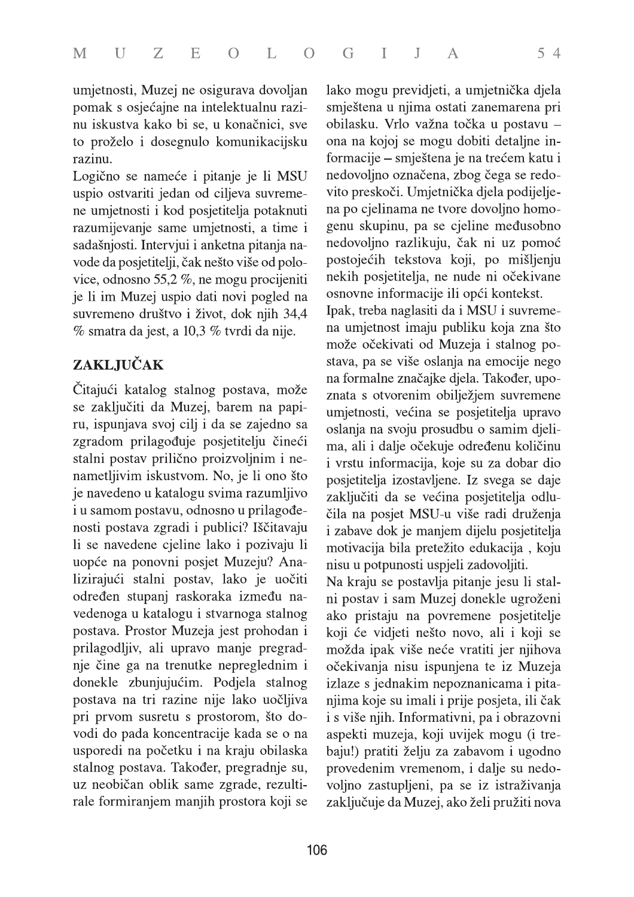umjetnosti, Muzej ne osigurava dovoljan pomak s osjećajne na intelektualnu razinu iskustva kako bi se, u konačnici, sve to proželo i dosegnulo komunikacijsku razinu.

Logično se nameće i pitanje je li MSU uspio ostvariti jedan od ciljeva suvremene umjetnosti i kod posjetitelja potaknuti razumijevanje same umjetnosti, a time i sadašnjosti. Intervjui i anketna pitanja navode da posjetitelji, čak nešto više od polovice, odnosno 55,2 %, ne mogu procijeniti je li im Muzej uspio dati novi pogled na suvremeno društvo i život, dok njih 34,4 % smatra da jest, a 10,3 % tvrdi da nije.

## ZAKLJUČAK

Čitajući katalog stalnog postava, može se zaključiti da Muzej, barem na papiru, ispunjava svoj cilj i da se zajedno sa zgradom prilagođuje posjetitelju čineći stalni postav prilično proizvoljnim i nenametljivim iskustvom. No, je li ono što je navedeno u katalogu svima razumljivo i u samom postavu, odnosno u prilagođenosti postava zgradi i publici? Iščitavaju li se navedene cjeline lako i pozivaju li uopće na ponovni posjet Muzeju? Analizirajući stalni postav, lako je uočiti određen stupanj raskoraka između navedenoga u katalogu i stvarnoga stalnog postava. Prostor Muzeja jest prohodan i prilagodljiv, ali upravo manje pregradnje čine ga na trenutke nepreglednim i donekle zbunjujućim. Podjela stalnog postava na tri razine nije lako uočljiva pri prvom susretu s prostorom, što dovodi do pada koncentracije kada se o na usporedi na početku i na kraju obilaska stalnog postava. Također, pregradnje su, uz neobičan oblik same zgrade, rezultirale formiranjem manjih prostora koji se lako mogu previdjeti, a umjetnička djela smještena u njima ostati zanemarena pri obilasku. Vrlo važna točka u postavu – ona na kojoj se mogu dobiti detaljne informacije – smještena je na trećem katu i nedovoljno označena, zbog čega se redovito preskoči. Umjetnička djela podijeljena po cjelinama ne tvore dovoljno homogenu skupinu, pa se cjeline međusobno nedovoljno razlikuju, čak ni uz pomoć postojećih tekstova koji, po mišljenju nekih posjetitelja, ne nude ni očekivane osnovne informacije ili opći kontekst.

Ipak, treba naglasiti da i MSU i suvremena umjetnost imaju publiku koja zna što može očekivati od Muzeja i stalnog postava, pa se više oslanja na emocije nego na formalne značajke djela. Također, upoznata s otvorenim obilježjem suvremene umjetnosti, većina se posjetitelja upravo oslanja na svoju prosudbu o samim djelima, ali i dalje očekuje određenu količinu i vrstu informacija, koje su za dobar dio posjetitelja izostavljene. Iz svega se daje zaključiti da se većina posjetitelja odlučila na posjet MSU-u više radi druženja i zabave dok je manjem dijelu posjetitelja motivacija bila pretežito edukacija , koju nisu u potpunosti uspjeli zadovoljiti.

Na kraju se postavlja pitanje jesu li stalni postav i sam Muzej donekle ugroženi ako pristaju na povremene posjetitelje koji će vidjeti nešto novo, ali i koji se možda ipak više neće vratiti jer njihova očekivanja nisu ispunjena te iz Muzeja izlaze s jednakim nepoznanicama i pitanjima koje su imali i prije posjeta, ili čak i s više njih. Informativni, pa i obrazovni aspekti muzeja, koji uvijek mogu (i trebaju!) pratiti želju za zabavom i ugodno provedenim vremenom, i dalje su nedovoljno zastupljeni, pa se iz istraživanja zaključuje da Muzej, ako želi pružiti nova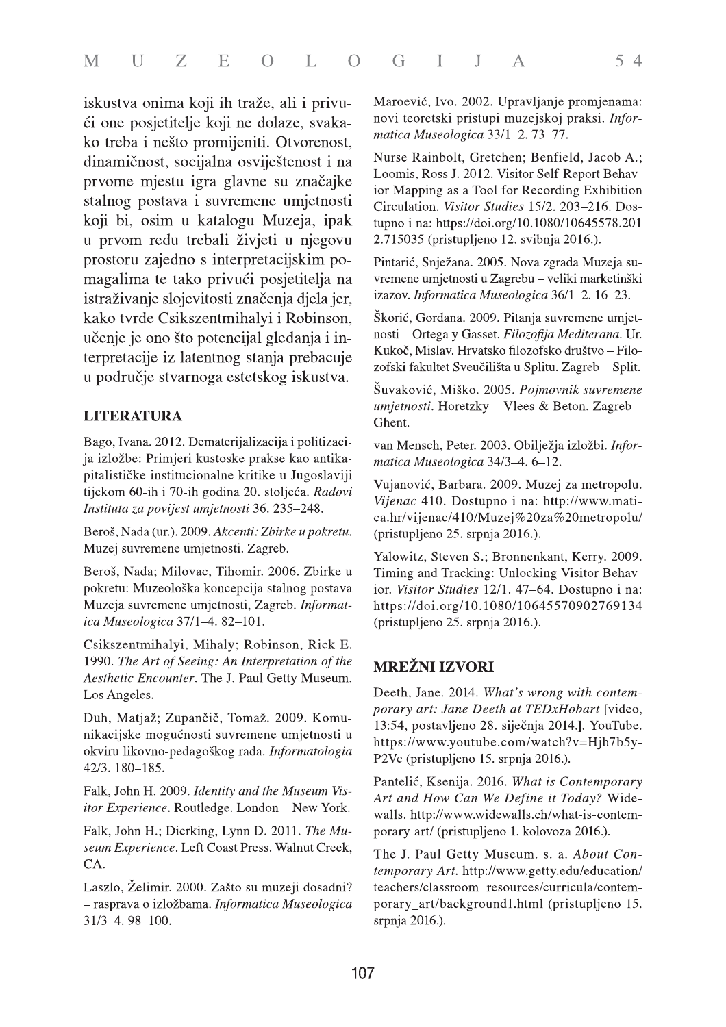iskustva onima koji ih traže, ali i privući one posjetitelje koji ne dolaze, svakako treba i nešto promijeniti. Otvorenost, dinamičnost, socijalna osviještenost i na prvome mjestu igra glavne su značajke stalnog postava i suvremene umjetnosti koji bi, osim u katalogu Muzeja, ipak u prvom redu trebali živjeti u njegovu prostoru zajedno s interpretacijskim pomagalima te tako privući posjetitelja na istraživanje slojevitosti značenja djela jer, kako tvrde Csikszentmihalyi i Robinson, učenje je ono što potencijal gledanja i interpretacije iz latentnog stanja prebacuje u područje stvarnoga estetskog iskustva.

## LITERATURA

Bago, Ivana. 2012. Dematerijalizacija i politizacija izložbe: Primjeri kustoske prakse kao antikapitalističke institucionalne kritike u Jugoslaviji tijekom 60-ih i 70-ih godina 20. stoljeća. *Radovi Instituta za povijest umjetnosti* 36. 235–248.

Beroš, Nada (ur.). 2009. *Akcenti: Zbirke u pokretu*. Muzej suvremene umjetnosti. Zagreb.

Beroš, Nada; Milovac, Tihomir. 2006. Zbirke u pokretu: Muzeološka koncepcija stalnog postava Muzeja suvremene umjetnosti, Zagreb. *Informatica Museologica* 37/1–4. 82–101.

Csikszentmihalyi, Mihaly; Robinson, Rick E. 1990. *The Art of Seeing: An Interpretation of the Aesthetic Encounter*. The J. Paul Getty Museum. Los Angeles.

Duh, Matjaž; Zupančič, Tomaž. 2009. Komunikacijske mogućnosti suvremene umjetnosti u okviru likovno-pedagoškog rada. *Informatologia* 42/3. 180–185.

Falk, John H. 2009. *Identity and the Museum Visitor Experience*. Routledge. London – New York.

Falk, John H.; Dierking, Lynn D. 2011. *The Museum Experience*. Left Coast Press. Walnut Creek, CA.

Laszlo, Želimir. 2000. Zašto su muzeji dosadni? – rasprava o izložbama. *Informatica Museologica* 31/3–4. 98–100.

Maroević, Ivo. 2002. Upravljanje promjenama: novi teoretski pristupi muzejskoj praksi. *Informatica Museologica* 33/1–2. 73–77.

Nurse Rainbolt, Gretchen; Benfield, Jacob A.; Loomis, Ross J. 2012. Visitor Self-Report Behavior Mapping as a Tool for Recording Exhibition Circulation. *Visitor Studies* 15/2. 203–216. Dostupno i na: https://doi.org/10.1080/10645578.2012.715035 (pristupljeno 12. svibnja 2016.).

Pintarić, Snježana. 2005. Nova zgrada Muzeja suvremene umjetnosti u Zagrebu – veliki marketinški izazov. *Informatica Museologica* 36/1–2. 16–23.

Škorić, Gordana. 2009. Pitanja suvremene umjetnosti – Ortega y Gasset. *Filozofija Mediterana*. Ur. Kukoč, Mislav. Hrvatsko filozofsko društvo – Filozofski fakultet Sveučilišta u Splitu. Zagreb – Split.

Šuvaković, Miško. 2005. *Pojmovnik suvremene umjetnosti*. Horetzky – Vlees & Beton. Zagreb – Ghent.

van Mensch, Peter. 2003. Obilježja izložbi. *Informatica Museologica* 34/3–4. 6–12.

Vujanović, Barbara. 2009. Muzej za metropolu. *Vijenac* 410. Dostupno i na: http://www.matica.hr/vijenac/410/Muzej%20za%20metropolu/ (pristupljeno 25. srpnja 2016.).

Yalowitz, Steven S.; Bronnenkant, Kerry. 2009. Timing and Tracking: Unlocking Visitor Behavior. *Visitor Studies* 12/1. 47–64. Dostupno i na: https://doi.org/10.1080/10645570902769134 (pristupljeno 25. srpnja 2016.).

## MREŽNI IZVORI

Deeth, Jane. 2014. *What's wrong with contemporary art: Jane Deeth at TEDxHobart* [video, 13:54, postavljeno 28. siječnja 2014.]. YouTube. https://www.youtube.com/watch?v=Hjh7b5y-P2Vc (pristupljeno 15. srpnja 2016.).

Pantelić, Ksenija. 2016. *What is Contemporary Art and How Can We Define it Today?* Widewalls. http://www.widewalls.ch/what-is-contemporary-art/ (pristupljeno 1. kolovoza 2016.).

The J. Paul Getty Museum. s. a. *About Contemporary Art*. http://www.getty.edu/education/teachers/classroom_resources/curricula/contemporary_art/background1.html (pristupljeno 15. srpnja 2016.).